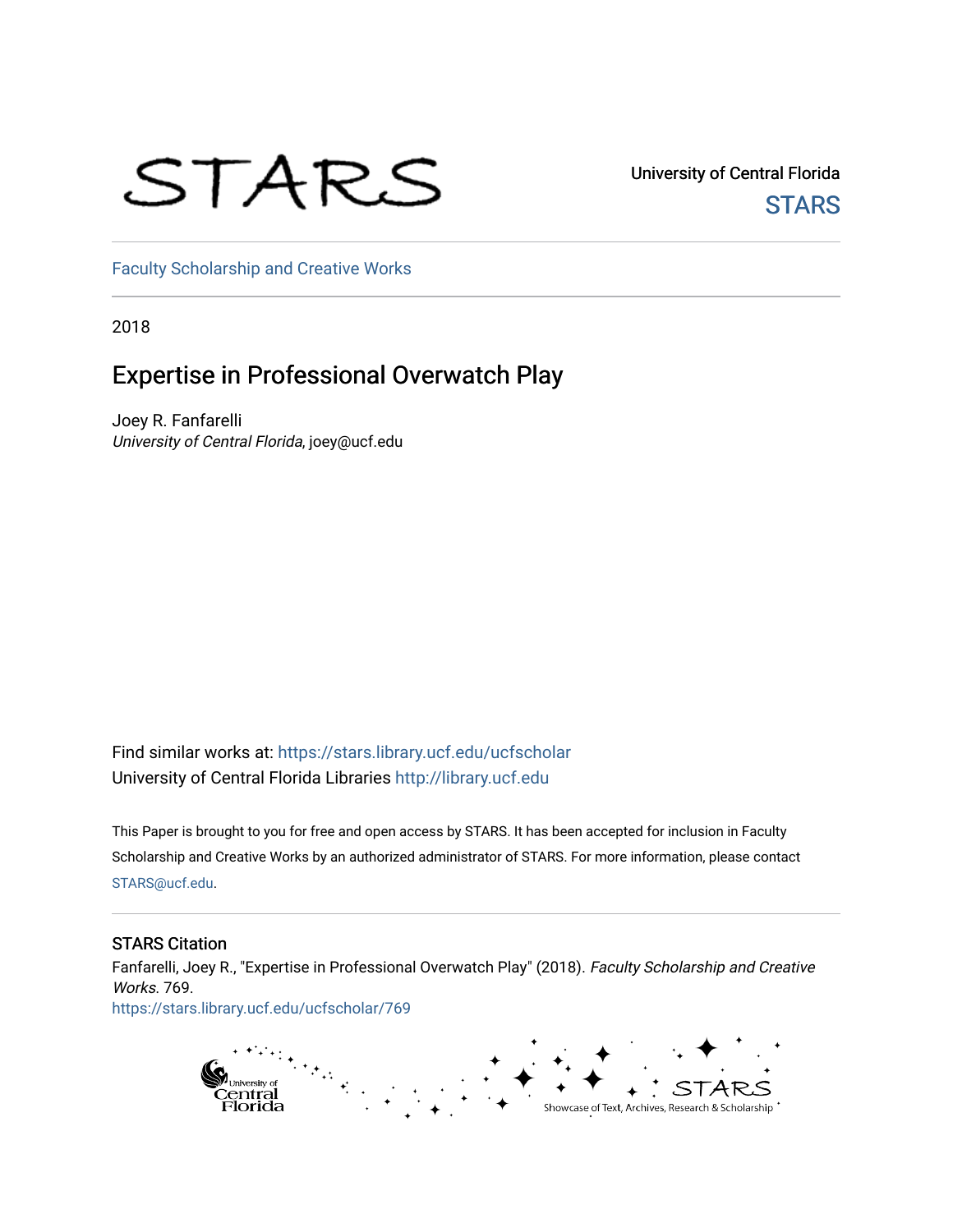STARS

University of Central Florida
STARS

Faculty Scholarship and Creative Works

2018

# Expertise in Professional Overwatch Play

Joey R. Fanfarelli
*University of Central Florida*, joey@ucf.edu

Find similar works at: https://stars.library.ucf.edu/ucfscholar
University of Central Florida Libraries http://library.ucf.edu

This Paper is brought to you for free and open access by STARS. It has been accepted for inclusion in Faculty Scholarship and Creative Works by an authorized administrator of STARS. For more information, please contact STARS@ucf.edu.

## STARS Citation

Fanfarelli, Joey R., "Expertise in Professional Overwatch Play" (2018). *Faculty Scholarship and Creative Works*. 769.
https://stars.library.ucf.edu/ucfscholar/769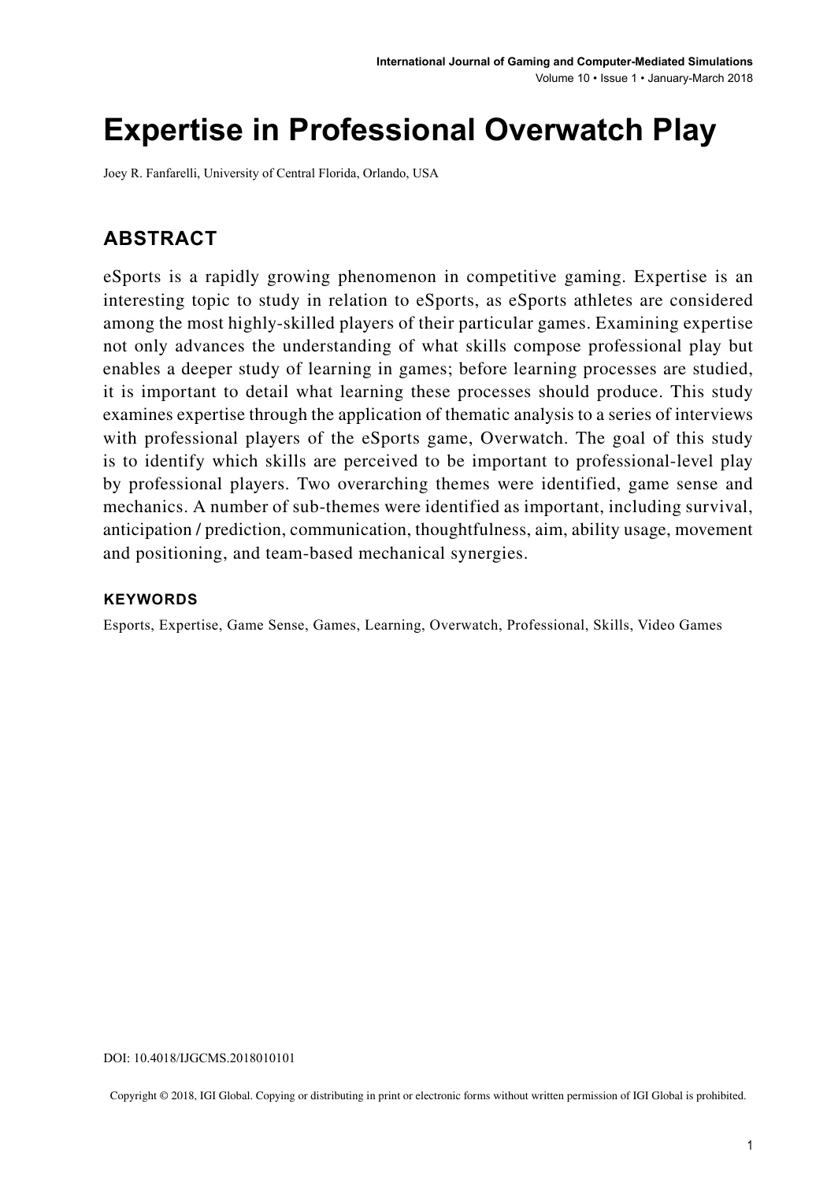# Expertise in Professional Overwatch Play

Joey R. Fanfarelli, University of Central Florida, Orlando, USA

## ABSTRACT

eSports is a rapidly growing phenomenon in competitive gaming. Expertise is an interesting topic to study in relation to eSports, as eSports athletes are considered among the most highly-skilled players of their particular games. Examining expertise not only advances the understanding of what skills compose professional play but enables a deeper study of learning in games; before learning processes are studied, it is important to detail what learning these processes should produce. This study examines expertise through the application of thematic analysis to a series of interviews with professional players of the eSports game, Overwatch. The goal of this study is to identify which skills are perceived to be important to professional-level play by professional players. Two overarching themes were identified, game sense and mechanics. A number of sub-themes were identified as important, including survival, anticipation / prediction, communication, thoughtfulness, aim, ability usage, movement and positioning, and team-based mechanical synergies.

### KEYWORDS

Esports, Expertise, Game Sense, Games, Learning, Overwatch, Professional, Skills, Video Games

DOI: 10.4018/IJGCMS.2018010101

Copyright © 2018, IGI Global. Copying or distributing in print or electronic forms without written permission of IGI Global is prohibited.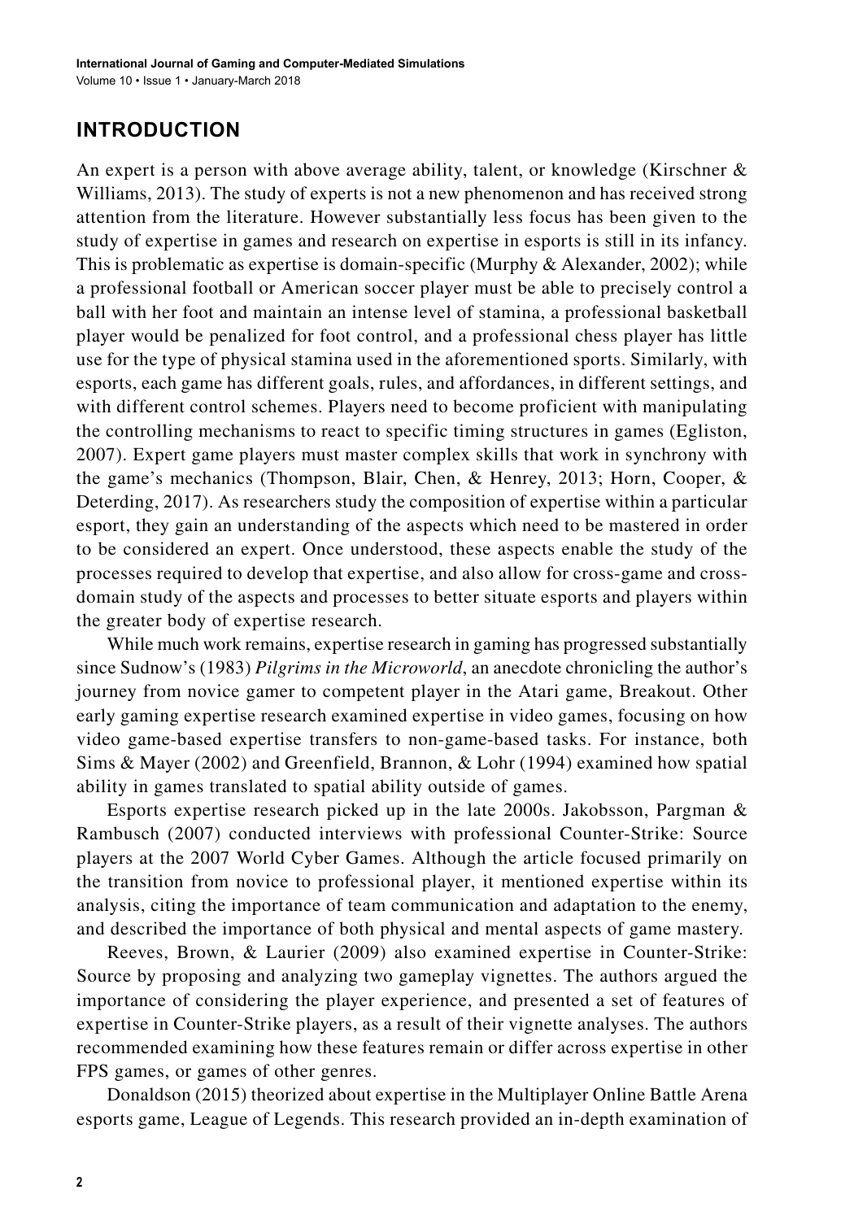## INTRODUCTION

An expert is a person with above average ability, talent, or knowledge (Kirschner & Williams, 2013). The study of experts is not a new phenomenon and has received strong attention from the literature. However substantially less focus has been given to the study of expertise in games and research on expertise in esports is still in its infancy. This is problematic as expertise is domain-specific (Murphy & Alexander, 2002); while a professional football or American soccer player must be able to precisely control a ball with her foot and maintain an intense level of stamina, a professional basketball player would be penalized for foot control, and a professional chess player has little use for the type of physical stamina used in the aforementioned sports. Similarly, with esports, each game has different goals, rules, and affordances, in different settings, and with different control schemes. Players need to become proficient with manipulating the controlling mechanisms to react to specific timing structures in games (Egliston, 2007). Expert game players must master complex skills that work in synchrony with the game's mechanics (Thompson, Blair, Chen, & Henrey, 2013; Horn, Cooper, & Deterding, 2017). As researchers study the composition of expertise within a particular esport, they gain an understanding of the aspects which need to be mastered in order to be considered an expert. Once understood, these aspects enable the study of the processes required to develop that expertise, and also allow for cross-game and cross-domain study of the aspects and processes to better situate esports and players within the greater body of expertise research.

While much work remains, expertise research in gaming has progressed substantially since Sudnow's (1983) *Pilgrims in the Microworld*, an anecdote chronicling the author's journey from novice gamer to competent player in the Atari game, Breakout. Other early gaming expertise research examined expertise in video games, focusing on how video game-based expertise transfers to non-game-based tasks. For instance, both Sims & Mayer (2002) and Greenfield, Brannon, & Lohr (1994) examined how spatial ability in games translated to spatial ability outside of games.

Esports expertise research picked up in the late 2000s. Jakobsson, Pargman & Rambusch (2007) conducted interviews with professional Counter-Strike: Source players at the 2007 World Cyber Games. Although the article focused primarily on the transition from novice to professional player, it mentioned expertise within its analysis, citing the importance of team communication and adaptation to the enemy, and described the importance of both physical and mental aspects of game mastery.

Reeves, Brown, & Laurier (2009) also examined expertise in Counter-Strike: Source by proposing and analyzing two gameplay vignettes. The authors argued the importance of considering the player experience, and presented a set of features of expertise in Counter-Strike players, as a result of their vignette analyses. The authors recommended examining how these features remain or differ across expertise in other FPS games, or games of other genres.

Donaldson (2015) theorized about expertise in the Multiplayer Online Battle Arena esports game, League of Legends. This research provided an in-depth examination of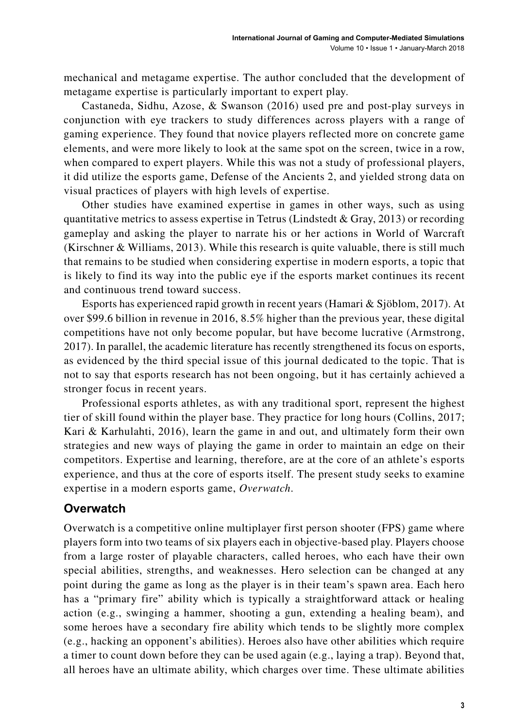mechanical and metagame expertise. The author concluded that the development of metagame expertise is particularly important to expert play.

Castaneda, Sidhu, Azose, & Swanson (2016) used pre and post-play surveys in conjunction with eye trackers to study differences across players with a range of gaming experience. They found that novice players reflected more on concrete game elements, and were more likely to look at the same spot on the screen, twice in a row, when compared to expert players. While this was not a study of professional players, it did utilize the esports game, Defense of the Ancients 2, and yielded strong data on visual practices of players with high levels of expertise.

Other studies have examined expertise in games in other ways, such as using quantitative metrics to assess expertise in Tetrus (Lindstedt & Gray, 2013) or recording gameplay and asking the player to narrate his or her actions in World of Warcraft (Kirschner & Williams, 2013). While this research is quite valuable, there is still much that remains to be studied when considering expertise in modern esports, a topic that is likely to find its way into the public eye if the esports market continues its recent and continuous trend toward success.

Esports has experienced rapid growth in recent years (Hamari & Sjöblom, 2017). At over $99.6 billion in revenue in 2016, 8.5% higher than the previous year, these digital competitions have not only become popular, but have become lucrative (Armstrong, 2017). In parallel, the academic literature has recently strengthened its focus on esports, as evidenced by the third special issue of this journal dedicated to the topic. That is not to say that esports research has not been ongoing, but it has certainly achieved a stronger focus in recent years.

Professional esports athletes, as with any traditional sport, represent the highest tier of skill found within the player base. They practice for long hours (Collins, 2017; Kari & Karhulahti, 2016), learn the game in and out, and ultimately form their own strategies and new ways of playing the game in order to maintain an edge on their competitors. Expertise and learning, therefore, are at the core of an athlete's esports experience, and thus at the core of esports itself. The present study seeks to examine expertise in a modern esports game, *Overwatch*.

## Overwatch

Overwatch is a competitive online multiplayer first person shooter (FPS) game where players form into two teams of six players each in objective-based play. Players choose from a large roster of playable characters, called heroes, who each have their own special abilities, strengths, and weaknesses. Hero selection can be changed at any point during the game as long as the player is in their team's spawn area. Each hero has a "primary fire" ability which is typically a straightforward attack or healing action (e.g., swinging a hammer, shooting a gun, extending a healing beam), and some heroes have a secondary fire ability which tends to be slightly more complex (e.g., hacking an opponent's abilities). Heroes also have other abilities which require a timer to count down before they can be used again (e.g., laying a trap). Beyond that, all heroes have an ultimate ability, which charges over time. These ultimate abilities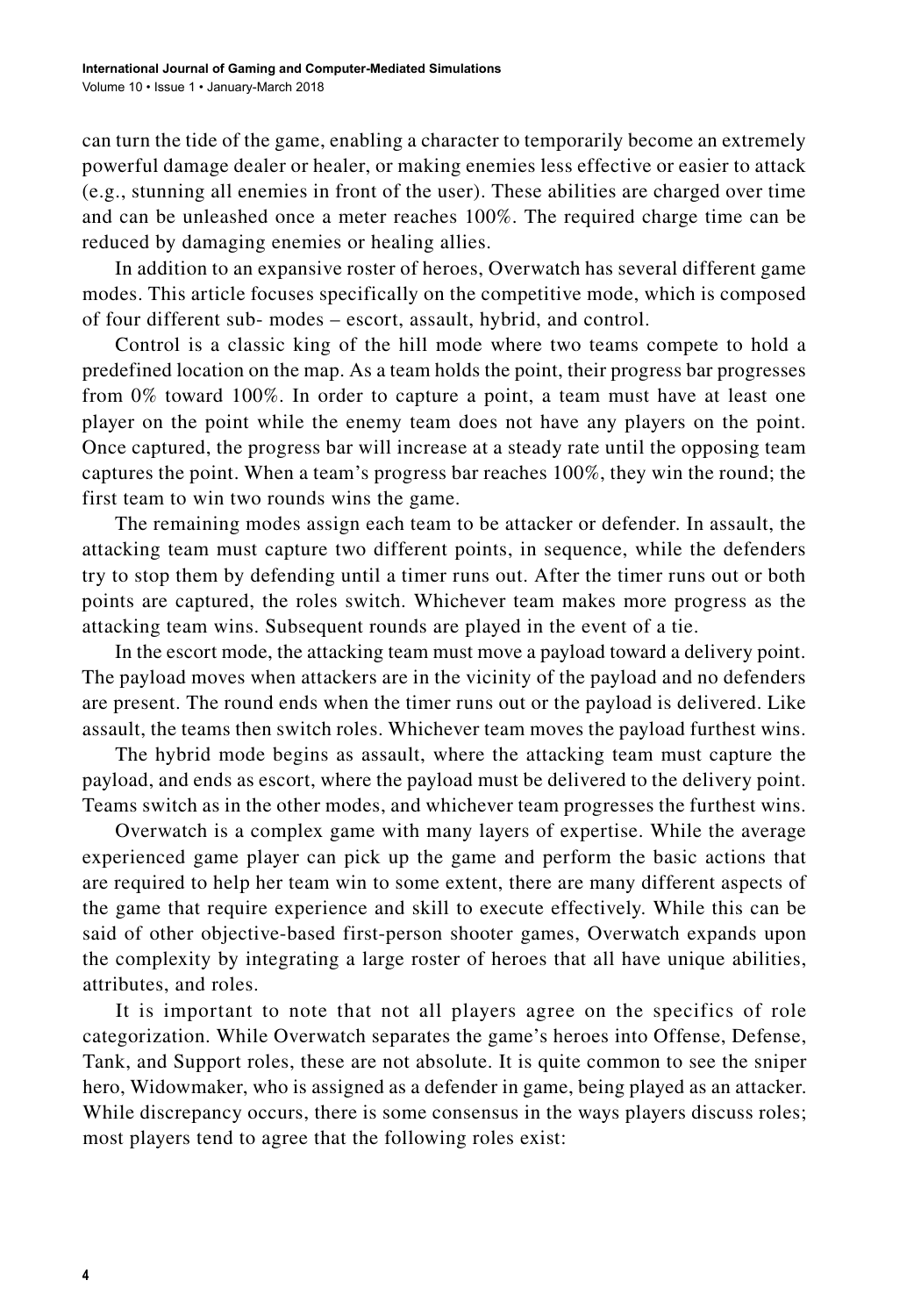can turn the tide of the game, enabling a character to temporarily become an extremely powerful damage dealer or healer, or making enemies less effective or easier to attack (e.g., stunning all enemies in front of the user). These abilities are charged over time and can be unleashed once a meter reaches 100%. The required charge time can be reduced by damaging enemies or healing allies.

In addition to an expansive roster of heroes, Overwatch has several different game modes. This article focuses specifically on the competitive mode, which is composed of four different sub- modes – escort, assault, hybrid, and control.

Control is a classic king of the hill mode where two teams compete to hold a predefined location on the map. As a team holds the point, their progress bar progresses from 0% toward 100%. In order to capture a point, a team must have at least one player on the point while the enemy team does not have any players on the point. Once captured, the progress bar will increase at a steady rate until the opposing team captures the point. When a team's progress bar reaches 100%, they win the round; the first team to win two rounds wins the game.

The remaining modes assign each team to be attacker or defender. In assault, the attacking team must capture two different points, in sequence, while the defenders try to stop them by defending until a timer runs out. After the timer runs out or both points are captured, the roles switch. Whichever team makes more progress as the attacking team wins. Subsequent rounds are played in the event of a tie.

In the escort mode, the attacking team must move a payload toward a delivery point. The payload moves when attackers are in the vicinity of the payload and no defenders are present. The round ends when the timer runs out or the payload is delivered. Like assault, the teams then switch roles. Whichever team moves the payload furthest wins.

The hybrid mode begins as assault, where the attacking team must capture the payload, and ends as escort, where the payload must be delivered to the delivery point. Teams switch as in the other modes, and whichever team progresses the furthest wins.

Overwatch is a complex game with many layers of expertise. While the average experienced game player can pick up the game and perform the basic actions that are required to help her team win to some extent, there are many different aspects of the game that require experience and skill to execute effectively. While this can be said of other objective-based first-person shooter games, Overwatch expands upon the complexity by integrating a large roster heroes that all have unique abilities, attributes, and roles.

It is important to note that not all players agree on the specifics of role categorization. While Overwatch separates the game's heroes into Offense, Defense, Tank, and Support roles, these are not absolute. It is quite common to see the sniper hero, Widowmaker, who is assigned as a defender in game, being played as an attacker. While discrepancy occurs, there is some consensus in the ways players discuss roles; most players tend to agree that the following roles exist: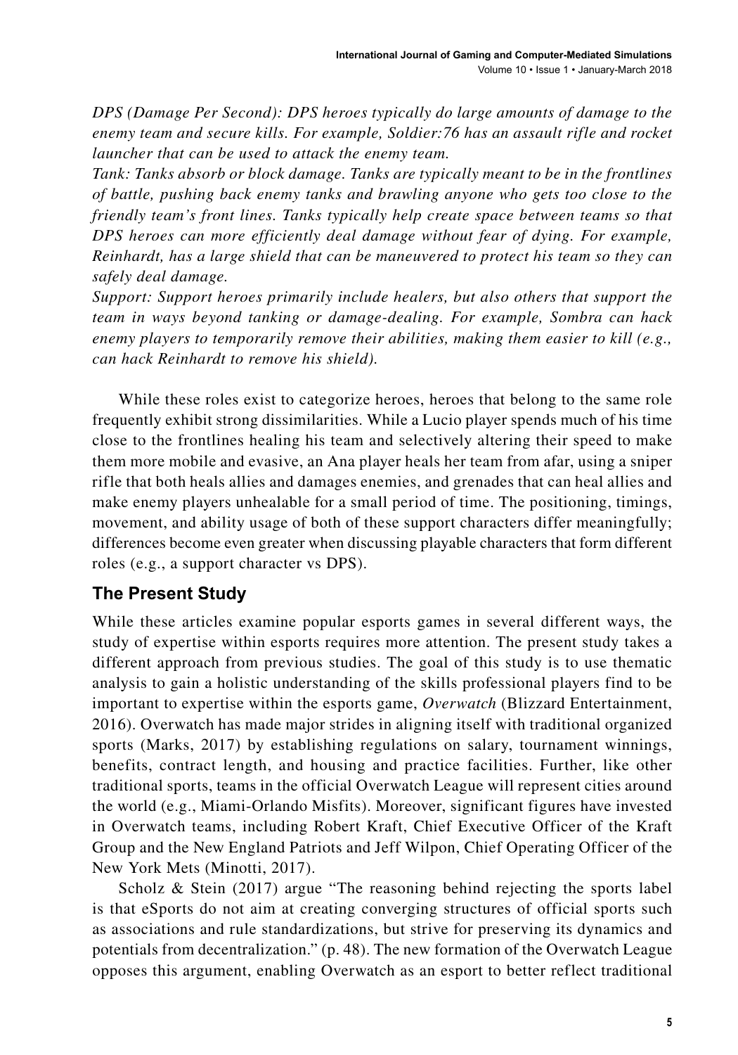*DPS (Damage Per Second): DPS heroes typically do large amounts of damage to the enemy team and secure kills. For example, Soldier:76 has an assault rifle and rocket launcher that can be used to attack the enemy team.*

*Tank: Tanks absorb or block damage. Tanks are typically meant to be in the frontlines of battle, pushing back enemy tanks and brawling anyone who gets too close to the friendly team's front lines. Tanks typically help create space between teams so that DPS heroes can more efficiently deal damage without fear of dying. For example, Reinhardt, has a large shield that can be maneuvered to protect his team so they can safely deal damage.*

*Support: Support heroes primarily include healers, but also others that support the team in ways beyond tanking or damage-dealing. For example, Sombra can hack enemy players to temporarily remove their abilities, making them easier to kill (e.g., can hack Reinhardt to remove his shield).*

While these roles exist to categorize heroes, heroes that belong to the same role frequently exhibit strong dissimilarities. While a Lucio player spends much of his time close to the frontlines healing his team and selectively altering their speed to make them more mobile and evasive, an Ana player heals her team from afar, using a sniper rifle that both heals allies and damages enemies, and grenades that can heal allies and make enemy players unhealable for a small period of time. The positioning, timings, movement, and ability usage of both of these support characters differ meaningfully; differences become even greater when discussing playable characters that form different roles (e.g., a support character vs DPS).

## The Present Study

While these articles examine popular esports games in several different ways, the study of expertise within esports requires more attention. The present study takes a different approach from previous studies. The goal of this study is to use thematic analysis to gain a holistic understanding of the skills professional players find to be important to expertise within the esports game, *Overwatch* (Blizzard Entertainment, 2016). Overwatch has made major strides in aligning itself with traditional organized sports (Marks, 2017) by establishing regulations on salary, tournament winnings, benefits, contract length, and housing and practice facilities. Further, like other traditional sports, teams in the official Overwatch League will represent cities around the world (e.g., Miami-Orlando Misfits). Moreover, significant figures have invested in Overwatch teams, including Robert Kraft, Chief Executive Officer of the Kraft Group and the New England Patriots and Jeff Wilpon, Chief Operating Officer of the New York Mets (Minotti, 2017).

Scholz & Stein (2017) argue "The reasoning behind rejecting the sports label is that eSports do not aim at creating converging structures of official sports such as associations and rule standardizations, but strive for preserving its dynamics and potentials from decentralization." (p. 48). The new formation of the Overwatch League opposes this argument, enabling Overwatch as an esport to better reflect traditional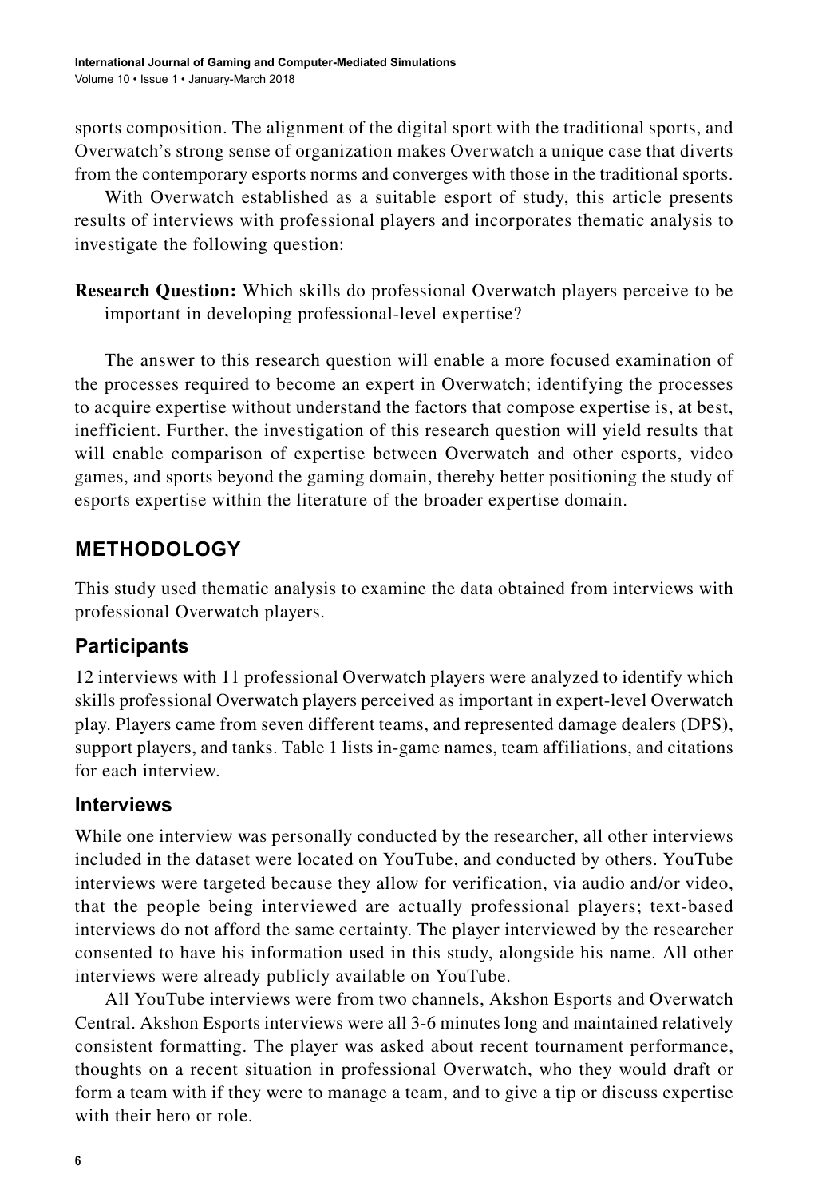sports composition. The alignment of the digital sport with the traditional sports, and Overwatch's strong sense of organization makes Overwatch a unique case that diverts from the contemporary esports norms and converges with those in the traditional sports.

With Overwatch established as a suitable esport of study, this article presents results of interviews with professional players and incorporates thematic analysis to investigate the following question:

**Research Question:** Which skills do professional Overwatch players perceive to be important in developing professional-level expertise?

The answer to this research question will enable a more focused examination of the processes required to become an expert in Overwatch; identifying the processes to acquire expertise without understand the factors that compose expertise is, at best, inefficient. Further, the investigation of this research question will yield results that will enable comparison of expertise between Overwatch and other esports, video games, and sports beyond the gaming domain, thereby better positioning the study of esports expertise within the literature of the broader expertise domain.

## METHODOLOGY

This study used thematic analysis to examine the data obtained from interviews with professional Overwatch players.

### Participants

12 interviews with 11 professional Overwatch players were analyzed to identify which skills professional Overwatch players perceived as important in expert-level Overwatch play. Players came from seven different teams, and represented damage dealers (DPS), support players, and tanks. Table 1 lists in-game names, team affiliations, and citations for each interview.

### Interviews

While one interview was personally conducted by the researcher, all other interviews included in the dataset were located on YouTube, and conducted by others. YouTube interviews were targeted because they allow for verification, via audio and/or video, that the people being interviewed are actually professional players; text-based interviews do not afford the same certainty. The player interviewed by the researcher consented to have his information used in this study, alongside his name. All other interviews were already publicly available on YouTube.

All YouTube interviews were from two channels, Akshon Esports and Overwatch Central. Akshon Esports interviews were all 3-6 minutes long and maintained relatively consistent formatting. The player was asked about recent tournament performance, thoughts on a recent situation in professional Overwatch, who they would draft or form a team with if they were to manage a team, and to give a tip or discuss expertise with their hero or role.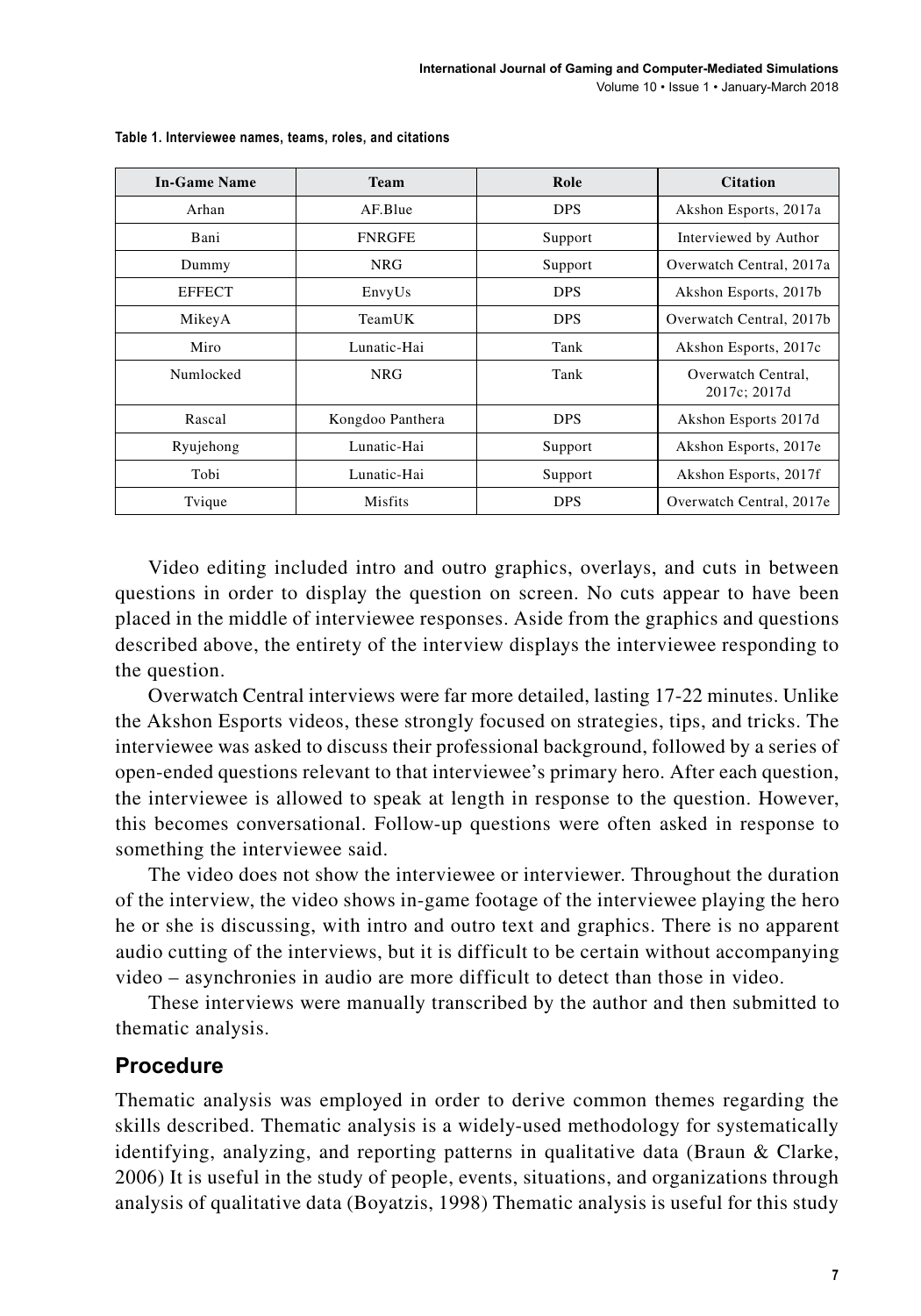**Table 1. Interviewee names, teams, roles, and citations**

| In-Game Name | Team | Role | Citation |
|---|---|---|---|
| Arhan | AF.Blue | DPS | Akshon Esports, 2017a |
| Bani | FNRGFE | Support | Interviewed by Author |
| Dummy | NRG | Support | Overwatch Central, 2017a |
| EFFECT | EnvyUs | DPS | Akshon Esports, 2017b |
| MikeyA | TeamUK | DPS | Overwatch Central, 2017b |
| Miro | Lunatic-Hai | Tank | Akshon Esports, 2017c |
| Numlocked | NRG | Tank | Overwatch Central, 2017c; 2017d |
| Rascal | Kongdoo Panthera | DPS | Akshon Esports 2017d |
| Ryujehong | Lunatic-Hai | Support | Akshon Esports, 2017e |
| Tobi | Lunatic-Hai | Support | Akshon Esports, 2017f |
| Tvique | Misfits | DPS | Overwatch Central, 2017e |

Video editing included intro and outro graphics, overlays, and cuts in between questions in order to display the question on screen. No cuts appear to have been placed in the middle of interviewee responses. Aside from the graphics and questions described above, the entirety of the interview displays the interviewee responding to the question.

Overwatch Central interviews were far more detailed, lasting 17-22 minutes. Unlike the Akshon Esports videos, these strongly focused on strategies, tips, and tricks. The interviewee was asked to discuss their professional background, followed by a series of open-ended questions relevant to that interviewee's primary hero. After each question, the interviewee is allowed to speak at length in response to the question. However, this becomes conversational. Follow-up questions were often asked in response to something the interviewee said.

The video does not show the interviewee or interviewer. Throughout the duration of the interview, the video shows in-game footage of the interviewee playing the hero he or she is discussing, with intro and outro text and graphics. There is no apparent audio cutting of the interviews, but it is difficult to be certain without accompanying video – asynchronies in audio are more difficult to detect than those in video.

These interviews were manually transcribed by the author and then submitted to thematic analysis.

## Procedure

Thematic analysis was employed in order to derive common themes regarding the skills described. Thematic analysis is a widely-used methodology for systematically identifying, analyzing, and reporting patterns in qualitative data (Braun & Clarke, 2006) It is useful in the study of people, events, situations, and organizations through analysis of qualitative data (Boyatzis, 1998) Thematic analysis is useful for this study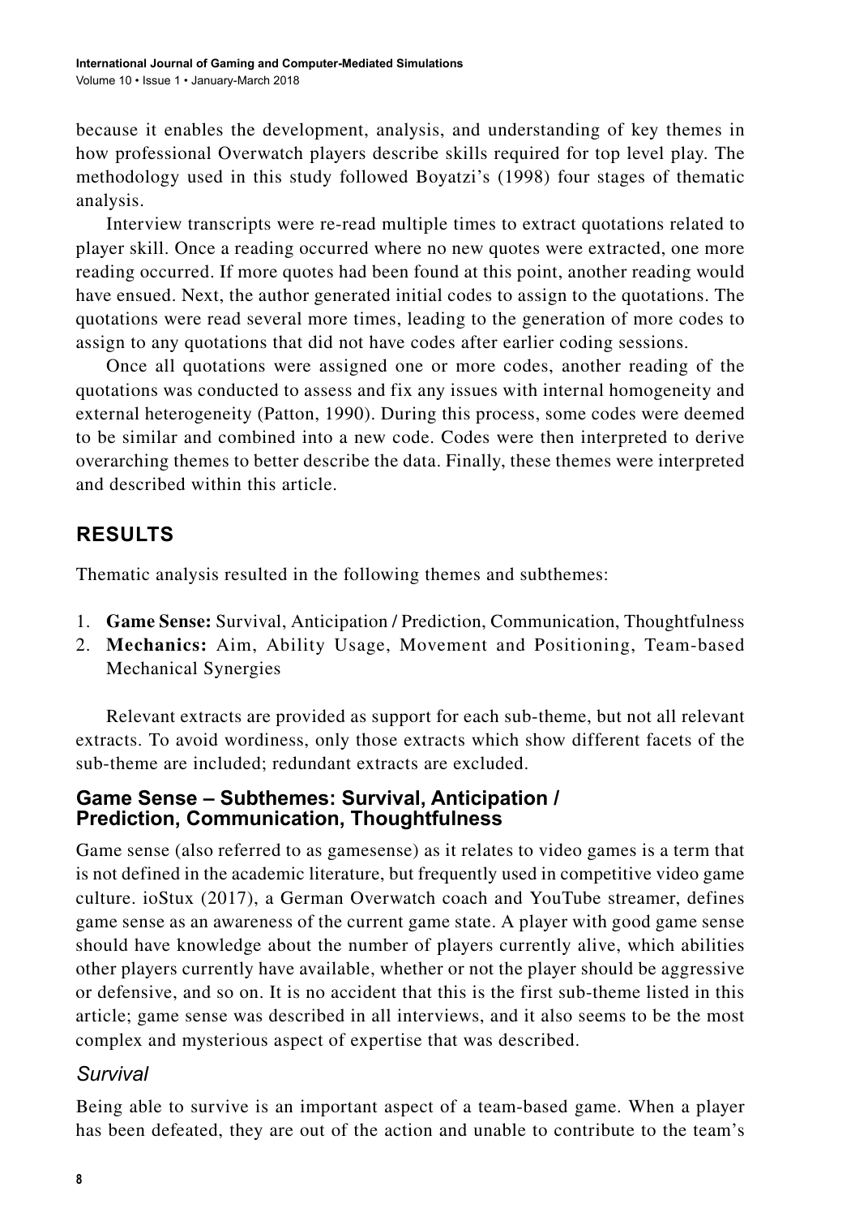because it enables the development, analysis, and understanding of key themes in how professional Overwatch players describe skills required for top level play. The methodology used in this study followed Boyatzi's (1998) four stages of thematic analysis.

Interview transcripts were re-read multiple times to extract quotations related to player skill. Once a reading occurred where no new quotes were extracted, one more reading occurred. If more quotes had been found at this point, another reading would have ensued. Next, the author generated initial codes to assign to the quotations. The quotations were read several more times, leading to the generation of more codes to assign to any quotations that did not have codes after earlier coding sessions.

Once all quotations were assigned one or more codes, another reading of the quotations was conducted to assess and fix any issues with internal homogeneity and external heterogeneity (Patton, 1990). During this process, some codes were deemed to be similar and combined into a new code. Codes were then interpreted to derive overarching themes to better describe the data. Finally, these themes were interpreted and described within this article.

## RESULTS

Thematic analysis resulted in the following themes and subthemes:

1. **Game Sense:** Survival, Anticipation / Prediction, Communication, Thoughtfulness
2. **Mechanics:** Aim, Ability Usage, Movement and Positioning, Team-based Mechanical Synergies

Relevant extracts are provided as support for each sub-theme, but not all relevant extracts. To avoid wordiness, only those extracts which show different facets of the sub-theme are included; redundant extracts are excluded.

### Game Sense – Subthemes: Survival, Anticipation / Prediction, Communication, Thoughtfulness

Game sense (also referred to as gamesense) as it relates to video games is a term that is not defined in the academic literature, but frequently used in competitive video game culture. ioStux (2017), a German Overwatch coach and YouTube streamer, defines game sense as an awareness of the current game state. A player with good game sense should have knowledge about the number of players currently alive, which abilities other players currently have available, whether or not the player should be aggressive or defensive, and so on. It is no accident that this is the first sub-theme listed in this article; game sense was described in all interviews, and it also seems to be the most complex and mysterious aspect of expertise that was described.

#### *Survival*

Being able to survive is an important aspect of a team-based game. When a player has been defeated, they are out of the action and unable to contribute to the team's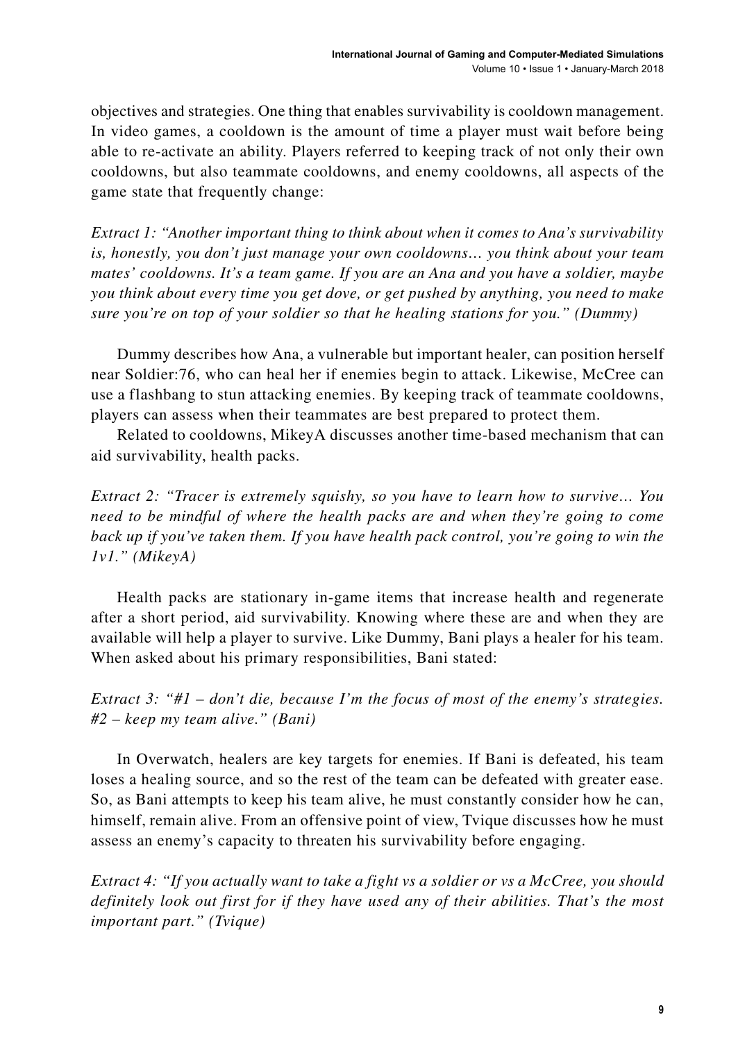objectives and strategies. One thing that enables survivability is cooldown management. In video games, a cooldown is the amount of time a player must wait before being able to re-activate an ability. Players referred to keeping track of not only their own cooldowns, but also teammate cooldowns, and enemy cooldowns, all aspects of the game state that frequently change:

*Extract 1: "Another important thing to think about when it comes to Ana's survivability is, honestly, you don't just manage your own cooldowns… you think about your team mates' cooldowns. It's a team game. If you are an Ana and you have a soldier, maybe you think about every time you get dove, or get pushed by anything, you need to make sure you're on top of your soldier so that he healing stations for you." (Dummy)*

Dummy describes how Ana, a vulnerable but important healer, can position herself near Soldier:76, who can heal her if enemies begin to attack. Likewise, McCree can use a flashbang to stun attacking enemies. By keeping track of teammate cooldowns, players can assess when their teammates are best prepared to protect them.

Related to cooldowns, MikeyA discusses another time-based mechanism that can aid survivability, health packs.

*Extract 2: "Tracer is extremely squishy, so you have to learn how to survive… You need to be mindful of where the health packs are and when they're going to come back up if you've taken them. If you have health pack control, you're going to win the 1v1." (MikeyA)*

Health packs are stationary in-game items that increase health and regenerate after a short period, aid survivability. Knowing where these are and when they are available will help a player to survive. Like Dummy, Bani plays a healer for his team. When asked about his primary responsibilities, Bani stated:

*Extract 3: "#1 – don't die, because I'm the focus of most of the enemy's strategies. #2 – keep my team alive." (Bani)*

In Overwatch, healers are key targets for enemies. If Bani is defeated, his team loses a healing source, and so the rest of the team can be defeated with greater ease. So, as Bani attempts to keep his team alive, he must constantly consider how he can, himself, remain alive. From an offensive point of view, Tvique discusses how he must assess an enemy's capacity to threaten his survivability before engaging.

*Extract 4: "If you actually want to take a fight vs a soldier or vs a McCree, you should definitely look out first for if they have used any of their abilities. That's the most important part." (Tvique)*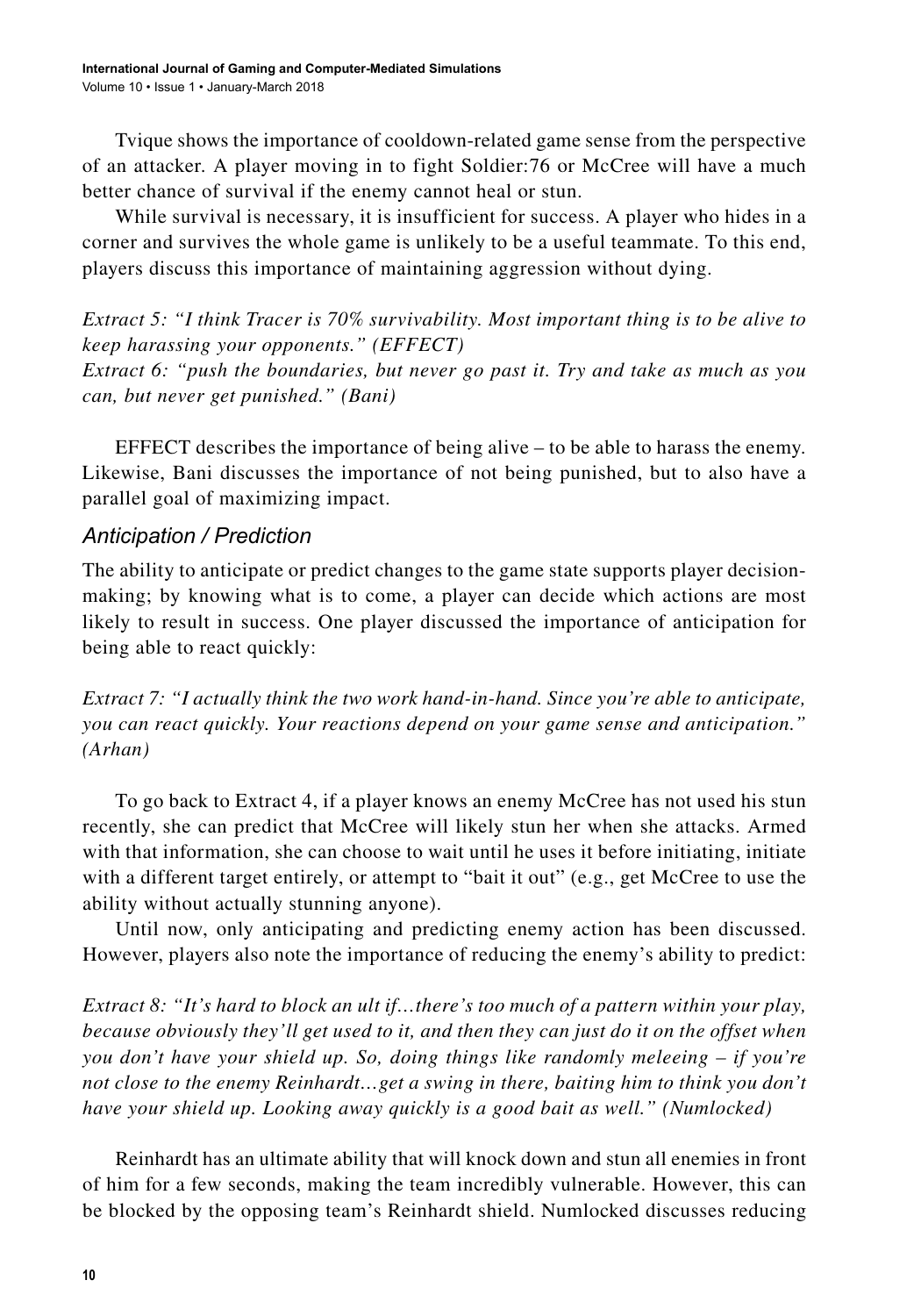Tvique shows the importance of cooldown-related game sense from the perspective of an attacker. A player moving in to fight Soldier:76 or McCree will have a much better chance of survival if the enemy cannot heal or stun.

While survival is necessary, it is insufficient for success. A player who hides in a corner and survives the whole game is unlikely to be a useful teammate. To this end, players discuss this importance of maintaining aggression without dying.

*Extract 5: "I think Tracer is 70% survivability. Most important thing is to be alive to keep harassing your opponents." (EFFECT)*
*Extract 6: "push the boundaries, but never go past it. Try and take as much as you can, but never get punished." (Bani)*

EFFECT describes the importance of being alive – to be able to harass the enemy. Likewise, Bani discusses the importance of not being punished, but to also have a parallel goal of maximizing impact.

### Anticipation / Prediction

The ability to anticipate or predict changes to the game state supports player decision-making; by knowing what is to come, a player can decide which actions are most likely to result in success. One player discussed the importance of anticipation for being able to react quickly:

*Extract 7: "I actually think the two work hand-in-hand. Since you're able to anticipate, you can react quickly. Your reactions depend on your game sense and anticipation." (Arhan)*

To go back to Extract 4, if a player knows an enemy McCree has not used his stun recently, she can predict that McCree will likely stun her when she attacks. Armed with that information, she can choose to wait until he uses it before initiating, initiate with a different target entirely, or attempt to "bait it out" (e.g., get McCree to use the ability without actually stunning anyone).

Until now, only anticipating and predicting enemy action has been discussed. However, players also note the importance of reducing the enemy's ability to predict:

*Extract 8: "It's hard to block an ult if…there's too much of a pattern within your play, because obviously they'll get used to it, and then they can just do it on the offset when you don't have your shield up. So, doing things like randomly meleeing – if you're not close to the enemy Reinhardt…get a swing in there, baiting him to think you don't have your shield up. Looking away quickly is a good bait as well." (Numlocked)*

Reinhardt has an ultimate ability that will knock down and stun all enemies in front of him for a few seconds, making the team incredibly vulnerable. However, this can be blocked by the opposing team's Reinhardt shield. Numlocked discusses reducing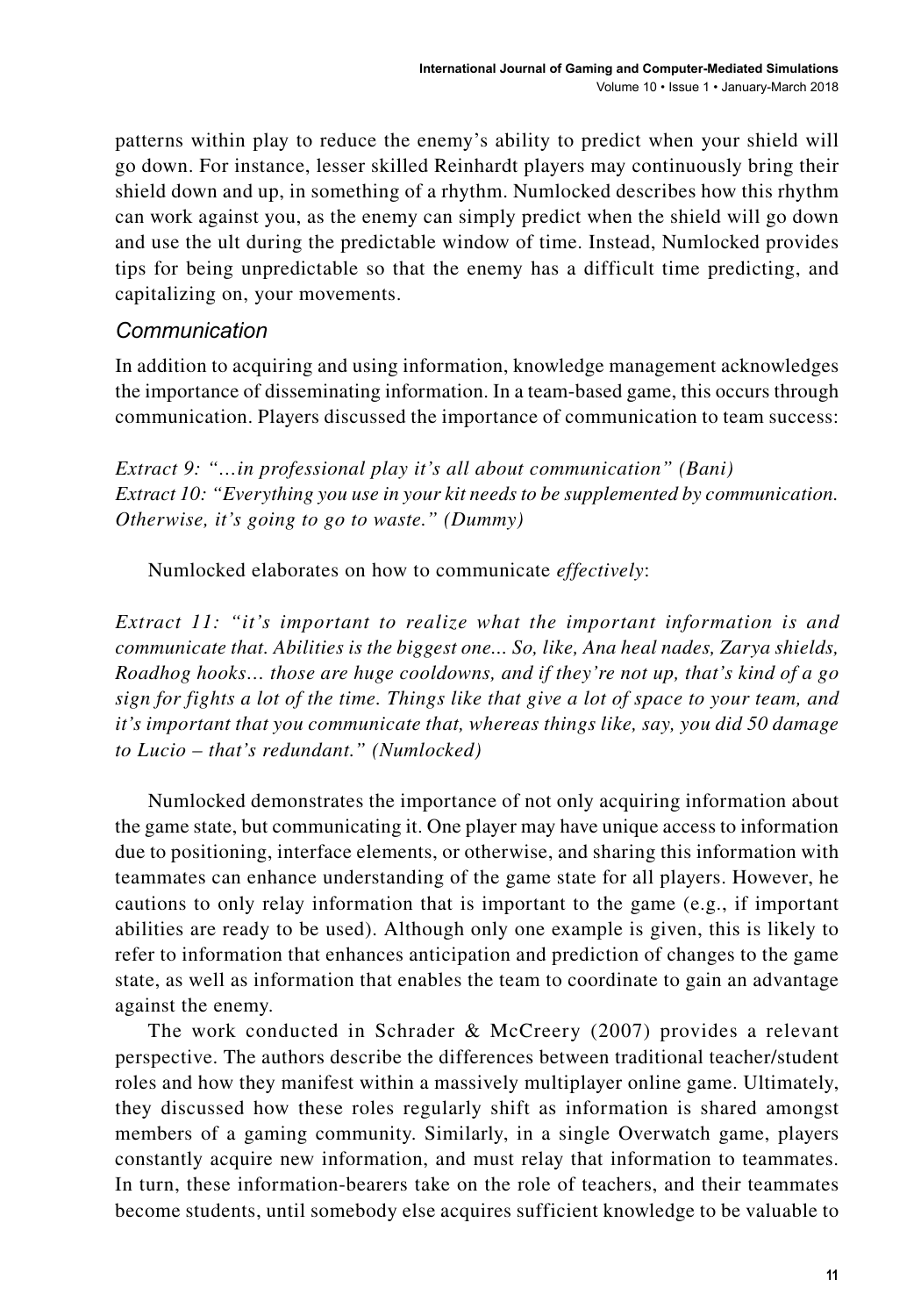patterns within play to reduce the enemy's ability to predict when your shield will go down. For instance, lesser skilled Reinhardt players may continuously bring their shield down and up, in something of a rhythm. Numlocked describes how this rhythm can work against you, as the enemy can simply predict when the shield will go down and use the ult during the predictable window of time. Instead, Numlocked provides tips for being unpredictable so that the enemy has a difficult time predicting, and capitalizing on, your movements.

### *Communication*

In addition to acquiring and using information, knowledge management acknowledges the importance of disseminating information. In a team-based game, this occurs through communication. Players discussed the importance of communication to team success:

*Extract 9: "…in professional play it's all about communication" (Bani)*
*Extract 10: "Everything you use in your kit needs to be supplemented by communication. Otherwise, it's going to go to waste." (Dummy)*

Numlocked elaborates on how to communicate *effectively*:

*Extract 11: "it's important to realize what the important information is and communicate that. Abilities is the biggest one... So, like, Ana heal nades, Zarya shields, Roadhog hooks… those are huge cooldowns, and if they're not up, that's kind of a go sign for fights a lot of the time. Things like that give a lot of space to your team, and it's important that you communicate that, whereas things like, say, you did 50 damage to Lucio – that's redundant." (Numlocked)*

Numlocked demonstrates the importance of not only acquiring information about the game state, but communicating it. One player may have unique access to information due to positioning, interface elements, or otherwise, and sharing this information with teammates can enhance understanding of the game state for all players. However, he cautions to only relay information that is important to the game (e.g., if important abilities are ready to be used). Although only one example is given, this is likely to refer to information that enhances anticipation and prediction of changes to the game state, as well as information that enables the team to coordinate to gain an advantage against the enemy.

The work conducted in Schrader & McCreery (2007) provides a relevant perspective. The authors describe the differences between traditional teacher/student roles and how they manifest within a massively multiplayer online game. Ultimately, they discussed how these roles regularly shift as information is shared amongst members of a gaming community. Similarly, in a single Overwatch game, players constantly acquire new information, and must relay that information to teammates. In turn, these information-bearers take on the role of teachers, and their teammates become students, until somebody else acquires sufficient knowledge to be valuable to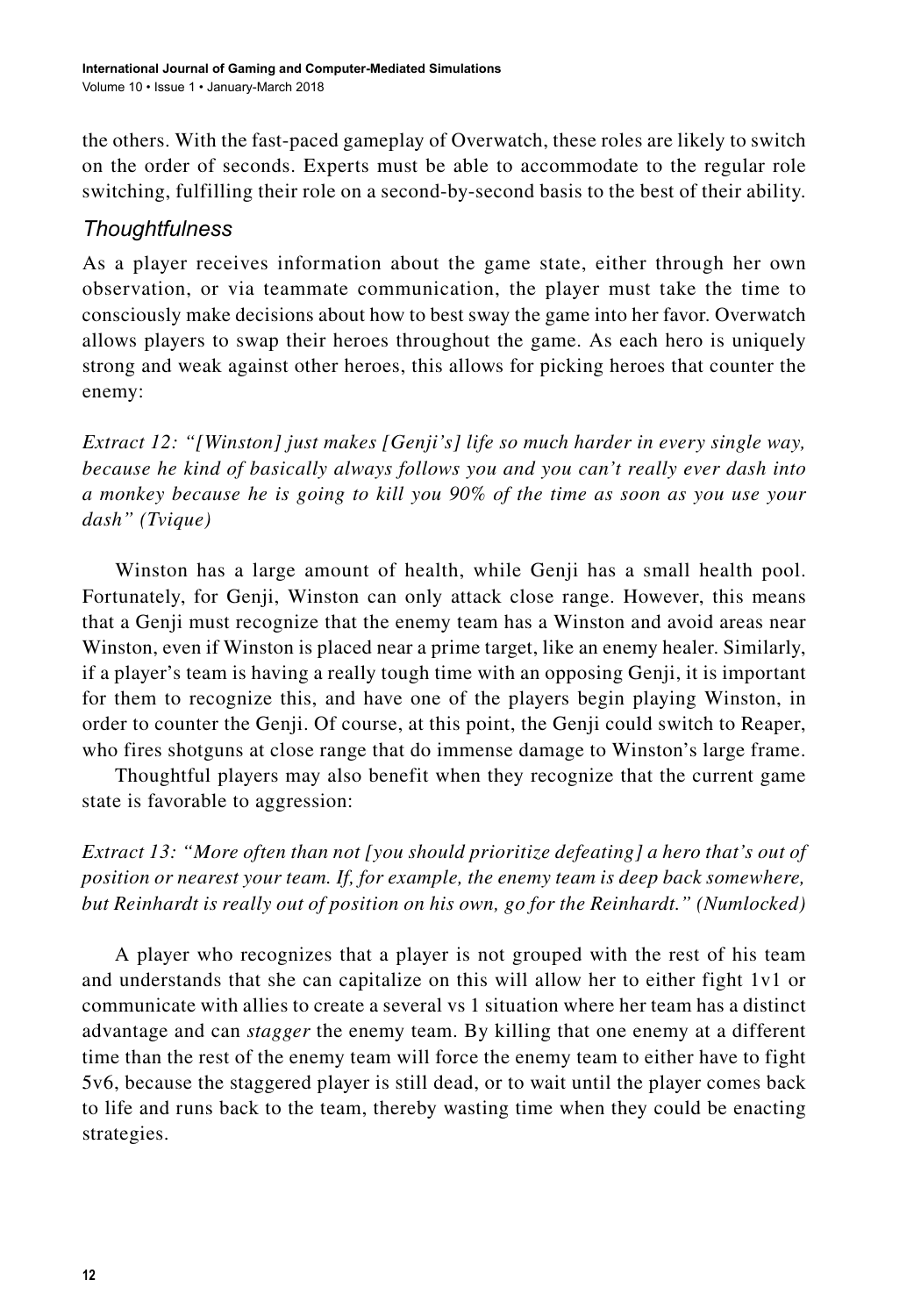the others. With the fast-paced gameplay of Overwatch, these roles are likely to switch on the order of seconds. Experts must be able to accommodate to the regular role switching, fulfilling their role on a second-by-second basis to the best of their ability.

### *Thoughtfulness*

As a player receives information about the game state, either through her own observation, or via teammate communication, the player must take the time to consciously make decisions about how to best sway the game into her favor. Overwatch allows players to swap their heroes throughout the game. As each hero is uniquely strong and weak against other heroes, this allows for picking heroes that counter the enemy:

*Extract 12: "[Winston] just makes [Genji's] life so much harder in every single way, because he kind of basically always follows you and you can't really ever dash into a monkey because he is going to kill you 90% of the time as soon as you use your dash" (Tvique)*

Winston has a large amount of health, while Genji has a small health pool. Fortunately, for Genji, Winston can only attack close range. However, this means that a Genji must recognize that the enemy team has a Winston and avoid areas near Winston, even if Winston is placed near a prime target, like an enemy healer. Similarly, if a player's team is having a really tough time with an opposing Genji, it is important for them to recognize this, and have one of the players begin playing Winston, in order to counter the Genji. Of course, at this point, the Genji could switch to Reaper, who fires shotguns at close range that do immense damage to Winston's large frame.

Thoughtful players may also benefit when they recognize that the current game state is favorable to aggression:

*Extract 13: "More often than not [you should prioritize defeating] a hero that's out of position or nearest your team. If, for example, the enemy team is deep back somewhere, but Reinhardt is really out of position on his own, go for the Reinhardt." (Numlocked)*

A player who recognizes that a player is not grouped with the rest of his team and understands that she can capitalize on this will allow her to either fight 1v1 or communicate with allies to create a several vs 1 situation where her team has a distinct advantage and can *stagger* the enemy team. By killing that one enemy at a different time than the rest of the enemy team will force the enemy team to either have to fight 5v6, because the staggered player is still dead, or to wait until the player comes back to life and runs back to the team, thereby wasting time when they could be enacting strategies.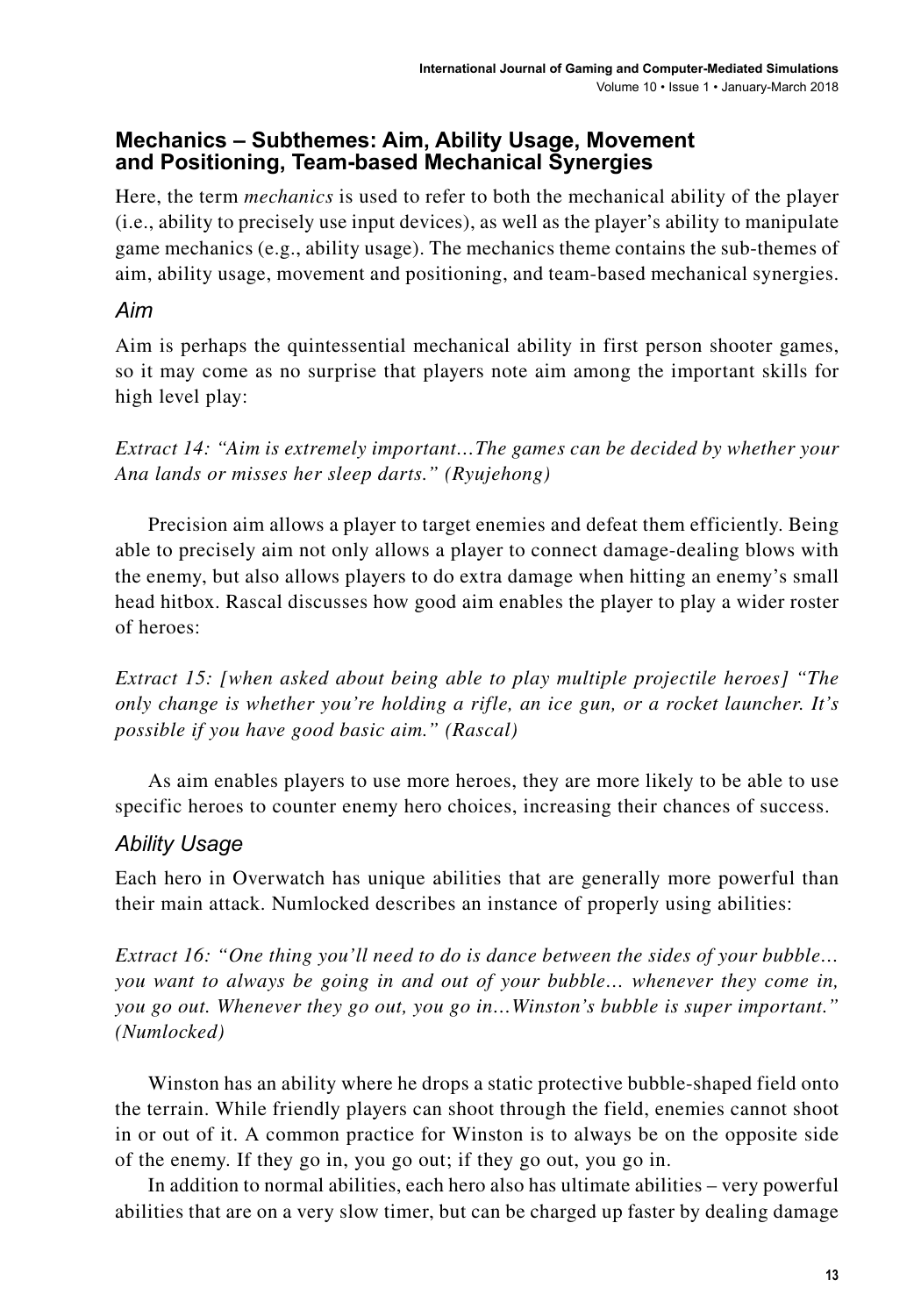### Mechanics – Subthemes: Aim, Ability Usage, Movement and Positioning, Team-based Mechanical Synergies

Here, the term *mechanics* is used to refer to both the mechanical ability of the player (i.e., ability to precisely use input devices), as well as the player's ability to manipulate game mechanics (e.g., ability usage). The mechanics theme contains the sub-themes of aim, ability usage, movement and positioning, and team-based mechanical synergies.

#### *Aim*

Aim is perhaps the quintessential mechanical ability in first person shooter games, so it may come as no surprise that players note aim among the important skills for high level play:

*Extract 14: "Aim is extremely important…The games can be decided by whether your Ana lands or misses her sleep darts." (Ryujehong)*

Precision aim allows a player to target enemies and defeat them efficiently. Being able to precisely aim not only allows a player to connect damage-dealing blows with the enemy, but also allows players to do extra damage when hitting an enemy's small head hitbox. Rascal discusses how good aim enables the player to play a wider roster of heroes:

*Extract 15: [when asked about being able to play multiple projectile heroes] "The only change is whether you're holding a rifle, an ice gun, or a rocket launcher. It's possible if you have good basic aim." (Rascal)*

As aim enables players to use more heroes, they are more likely to be able to use specific heroes to counter enemy hero choices, increasing their chances of success.

#### *Ability Usage*

Each hero in Overwatch has unique abilities that are generally more powerful than their main attack. Numlocked describes an instance of properly using abilities:

*Extract 16: "One thing you'll need to do is dance between the sides of your bubble… you want to always be going in and out of your bubble… whenever they come in, you go out. Whenever they go out, you go in…Winston's bubble is super important." (Numlocked)*

Winston has an ability where he drops a static protective bubble-shaped field onto the terrain. While friendly players can shoot through the field, enemies cannot shoot in or out of it. A common practice for Winston is to always be on the opposite side of the enemy. If they go in, you go out; if they go out, you go in.

In addition to normal abilities, each hero also has ultimate abilities – very powerful abilities that are on a very slow timer, but can be charged up faster by dealing damage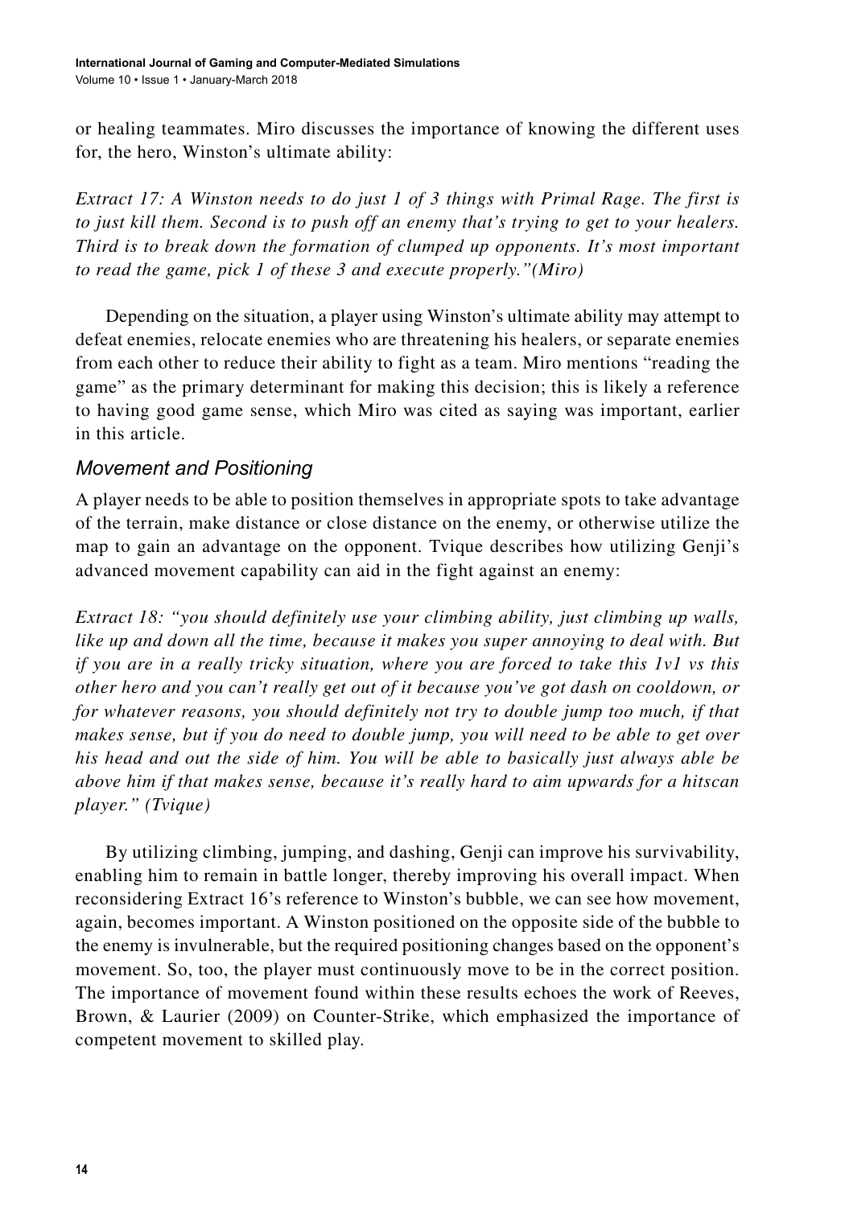or healing teammates. Miro discusses the importance of knowing the different uses for, the hero, Winston's ultimate ability:

*Extract 17: A Winston needs to do just 1 of 3 things with Primal Rage. The first is to just kill them. Second is to push off an enemy that's trying to get to your healers. Third is to break down the formation of clumped up opponents. It's most important to read the game, pick 1 of these 3 and execute properly."(Miro)*

Depending on the situation, a player using Winston's ultimate ability may attempt to defeat enemies, relocate enemies who are threatening his healers, or separate enemies from each other to reduce their ability to fight as a team. Miro mentions "reading the game" as the primary determinant for making this decision; this is likely a reference to having good game sense, which Miro was cited as saying was important, earlier in this article.

### *Movement and Positioning*

A player needs to be able to position themselves in appropriate spots to take advantage of the terrain, make distance or close distance on the enemy, or otherwise utilize the map to gain an advantage on the opponent. Tvique describes how utilizing Genji's advanced movement capability can aid in the fight against an enemy:

*Extract 18: "you should definitely use your climbing ability, just climbing up walls, like up and down all the time, because it makes you super annoying to deal with. But if you are in a really tricky situation, where you are forced to take this 1v1 vs this other hero and you can't really get out of it because you've got dash on cooldown, or for whatever reasons, you should definitely not try to double jump too much, if that makes sense, but if you do need to double jump, you will need to be able to get over his head and out the side of him. You will be able to basically just always able be above him if that makes sense, because it's really hard to aim upwards for a hitscan player." (Tvique)*

By utilizing climbing, jumping, and dashing, Genji can improve his survivability, enabling him to remain in battle longer, thereby improving his overall impact. When reconsidering Extract 16's reference to Winston's bubble, we can see how movement, again, becomes important. A Winston positioned on the opposite side of the bubble to the enemy is invulnerable, but the required positioning changes based on the opponent's movement. So, too, the player must continuously move to be in the correct position. The importance of movement found within these results echoes the work of Reeves, Brown, & Laurier (2009) on Counter-Strike, which emphasized the importance of competent movement to skilled play.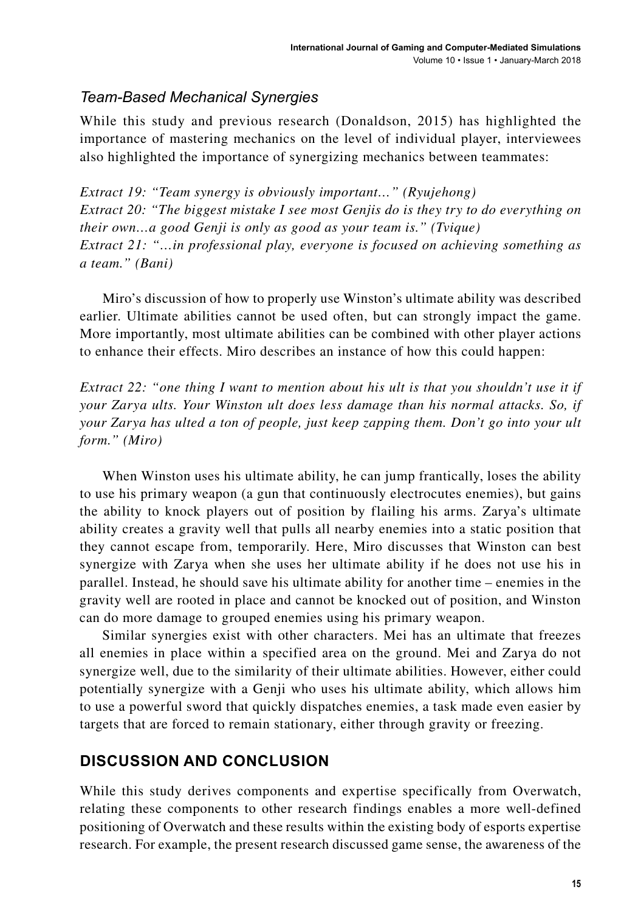### *Team-Based Mechanical Synergies*

While this study and previous research (Donaldson, 2015) has highlighted the importance of mastering mechanics on the level of individual player, interviewees also highlighted the importance of synergizing mechanics between teammates:

*Extract 19: "Team synergy is obviously important…" (Ryujehong)*
*Extract 20: "The biggest mistake I see most Genjis do is they try to do everything on their own…a good Genji is only as good as your team is." (Tvique)*
*Extract 21: "…in professional play, everyone is focused on achieving something as a team." (Bani)*

Miro's discussion of how to properly use Winston's ultimate ability was described earlier. Ultimate abilities cannot be used often, but can strongly impact the game. More importantly, most ultimate abilities can be combined with other player actions to enhance their effects. Miro describes an instance of how this could happen:

*Extract 22: "one thing I want to mention about his ult is that you shouldn't use it if your Zarya ults. Your Winston ult does less damage than his normal attacks. So, if your Zarya has ulted a ton of people, just keep zapping them. Don't go into your ult form." (Miro)*

When Winston uses his ultimate ability, he can jump frantically, loses the ability to use his primary weapon (a gun that continuously electrocutes enemies), but gains the ability to knock players out of position by flailing his arms. Zarya's ultimate ability creates a gravity well that pulls all nearby enemies into a static position that they cannot escape from, temporarily. Here, Miro discusses that Winston can best synergize with Zarya when she uses her ultimate ability if he does not use his in parallel. Instead, he should save his ultimate ability for another time – enemies in the gravity well are rooted in place and cannot be knocked out of position, and Winston can do more damage to grouped enemies using his primary weapon.

Similar synergies exist with other characters. Mei has an ultimate that freezes all enemies in place within a specified area on the ground. Mei and Zarya do not synergize well, due to the similarity of their ultimate abilities. However, either could potentially synergize with a Genji who uses his ultimate ability, which allows him to use a powerful sword that quickly dispatches enemies, a task made even easier by targets that are forced to remain stationary, either through gravity or freezing.

## DISCUSSION AND CONCLUSION

While this study derives components and expertise specifically from Overwatch, relating these components to other research findings enables a more well-defined positioning of Overwatch and these results within the existing body of esports expertise research. For example, the present research discussed game sense, the awareness of the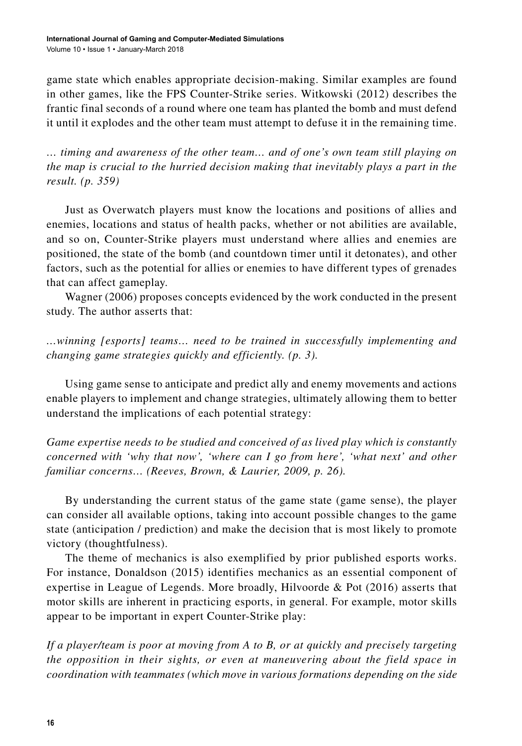game state which enables appropriate decision-making. Similar examples are found in other games, like the FPS Counter-Strike series. Witkowski (2012) describes the frantic final seconds of a round where one team has planted the bomb and must defend it until it explodes and the other team must attempt to defuse it in the remaining time.

*… timing and awareness of the other team… and of one's own team still playing on the map is crucial to the hurried decision making that inevitably plays a part in the result. (p. 359)*

Just as Overwatch players must know the locations and positions of allies and enemies, locations and status of health packs, whether or not abilities are available, and so on, Counter-Strike players must understand where allies and enemies are positioned, the state of the bomb (and countdown timer until it detonates), and other factors, such as the potential for allies or enemies to have different types of grenades that can affect gameplay.

Wagner (2006) proposes concepts evidenced by the work conducted in the present study. The author asserts that:

*…winning [esports] teams… need to be trained in successfully implementing and changing game strategies quickly and efficiently. (p. 3).*

Using game sense to anticipate and predict ally and enemy movements and actions enable players to implement and change strategies, ultimately allowing them to better understand the implications of each potential strategy:

*Game expertise needs to be studied and conceived of as lived play which is constantly concerned with 'why that now', 'where can I go from here', 'what next' and other familiar concerns… (Reeves, Brown, & Laurier, 2009, p. 26).*

By understanding the current status of the game state (game sense), the player can consider all available options, taking into account possible changes to the game state (anticipation / prediction) and make the decision that is most likely to promote victory (thoughtfulness).

The theme of mechanics is also exemplified by prior published esports works. For instance, Donaldson (2015) identifies mechanics as an essential component of expertise in League of Legends. More broadly, Hilvoorde & Pot (2016) asserts that motor skills are inherent in practicing esports, in general. For example, motor skills appear to be important in expert Counter-Strike play:

*If a player/team is poor at moving from A to B, or at quickly and precisely targeting the opposition in their sights, or even at maneuvering about the field space in coordination with teammates (which move in various formations depending on the side*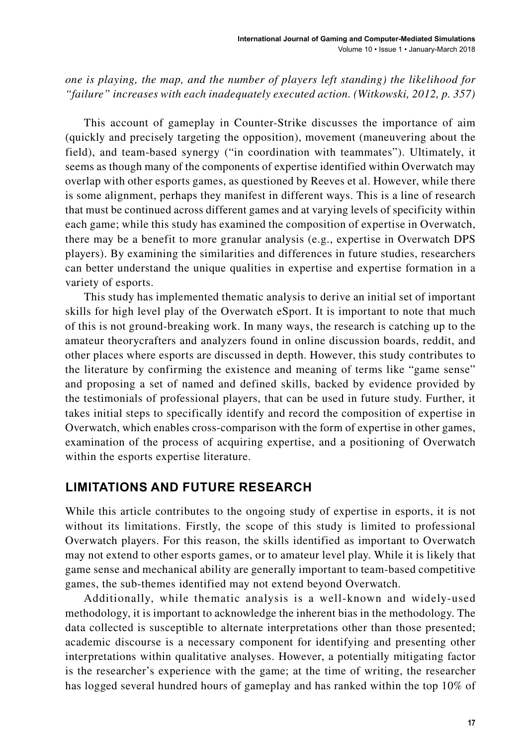*one is playing, the map, and the number of players left standing) the likelihood for "failure" increases with each inadequately executed action. (Witkowski, 2012, p. 357)*

This account of gameplay in Counter-Strike discusses the importance of aim (quickly and precisely targeting the opposition), movement (maneuvering about the field), and team-based synergy ("in coordination with teammates"). Ultimately, it seems as though many of the components of expertise identified within Overwatch may overlap with other esports games, as questioned by Reeves et al. However, while there is some alignment, perhaps they manifest in different ways. This is a line of research that must be continued across different games and at varying levels of specificity within each game; while this study has examined the composition of expertise in Overwatch, there may be a benefit to more granular analysis (e.g., expertise in Overwatch DPS players). By examining the similarities and differences in future studies, researchers can better understand the unique qualities in expertise and expertise formation in a variety of esports.

This study has implemented thematic analysis to derive an initial set of important skills for high level play of the Overwatch eSport. It is important to note that much of this is not ground-breaking work. In many ways, the research is catching up to the amateur theorycrafters and analyzers found in online discussion boards, reddit, and other places where esports are discussed in depth. However, this study contributes to the literature by confirming the existence and meaning of terms like "game sense" and proposing a set of named and defined skills, backed by evidence provided by the testimonials of professional players, that can be used in future study. Further, it takes initial steps to specifically identify and record the composition of expertise in Overwatch, which enables cross-comparison with the form of expertise in other games, examination of the process of acquiring expertise, and a positioning of Overwatch within the esports expertise literature.

## LIMITATIONS AND FUTURE RESEARCH

While this article contributes to the ongoing study of expertise in esports, it is not without its limitations. Firstly, the scope of this study is limited to professional Overwatch players. For this reason, the skills identified as important to Overwatch may not extend to other esports games, or to amateur level play. While it is likely that game sense and mechanical ability are generally important to team-based competitive games, the sub-themes identified may not extend beyond Overwatch.

Additionally, while thematic analysis is a well-known and widely-used methodology, it is important to acknowledge the inherent bias in the methodology. The data collected is susceptible to alternate interpretations other than those presented; academic discourse is a necessary component for identifying and presenting other interpretations within qualitative analyses. However, a potentially mitigating factor is the researcher's experience with the game; at the time of writing, the researcher has logged several hundred hours of gameplay and has ranked within the top 10% of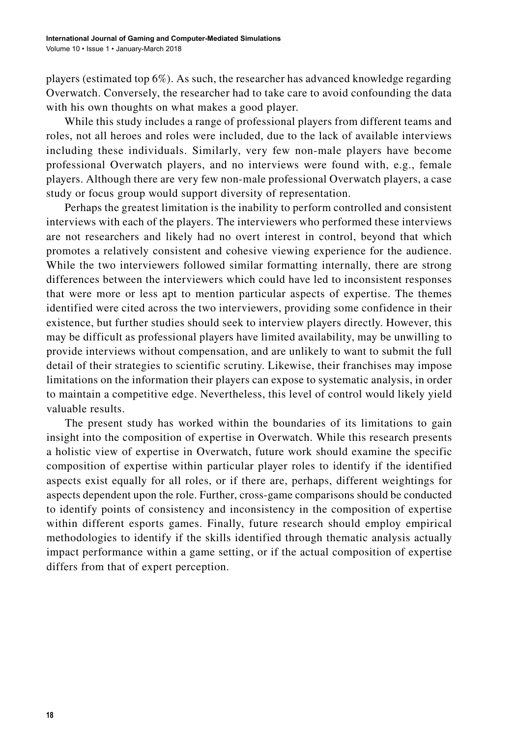players (estimated top 6%). As such, the researcher has advanced knowledge regarding Overwatch. Conversely, the researcher had to take care to avoid confounding the data with his own thoughts on what makes a good player.

While this study includes a range of professional players from different teams and roles, not all heroes and roles were included, due to the lack of available interviews including these individuals. Similarly, very few non-male players have become professional Overwatch players, and no interviews were found with, e.g., female players. Although there are very few non-male professional Overwatch players, a case study or focus group would support diversity of representation.

Perhaps the greatest limitation is the inability to perform controlled and consistent interviews with each of the players. The interviewers who performed these interviews are not researchers and likely had no overt interest in control, beyond that which promotes a relatively consistent and cohesive viewing experience for the audience. While the two interviewers followed similar formatting internally, there are strong differences between the interviewers which could have led to inconsistent responses that were more or less apt to mention particular aspects of expertise. The themes identified were cited across the two interviewers, providing some confidence in their existence, but further studies should seek to interview players directly. However, this may be difficult as professional players have limited availability, may be unwilling to provide interviews without compensation, and are unlikely to want to submit the full detail of their strategies to scientific scrutiny. Likewise, their franchises may impose limitations on the information their players can expose to systematic analysis, in order to maintain a competitive edge. Nevertheless, this level of control would likely yield valuable results.

The present study has worked within the boundaries of its limitations to gain insight into the composition of expertise in Overwatch. While this research presents a holistic view of expertise in Overwatch, future work should examine the specific composition of expertise within particular player roles to identify if the identified aspects exist equally for all roles, or if there are, perhaps, different weightings for aspects dependent upon the role. Further, cross-game comparisons should be conducted to identify points of consistency and inconsistency in the composition of expertise within different esports games. Finally, future research should employ empirical methodologies to identify if the skills identified through thematic analysis actually impact performance within a game setting, or if the actual composition of expertise differs from that of expert perception.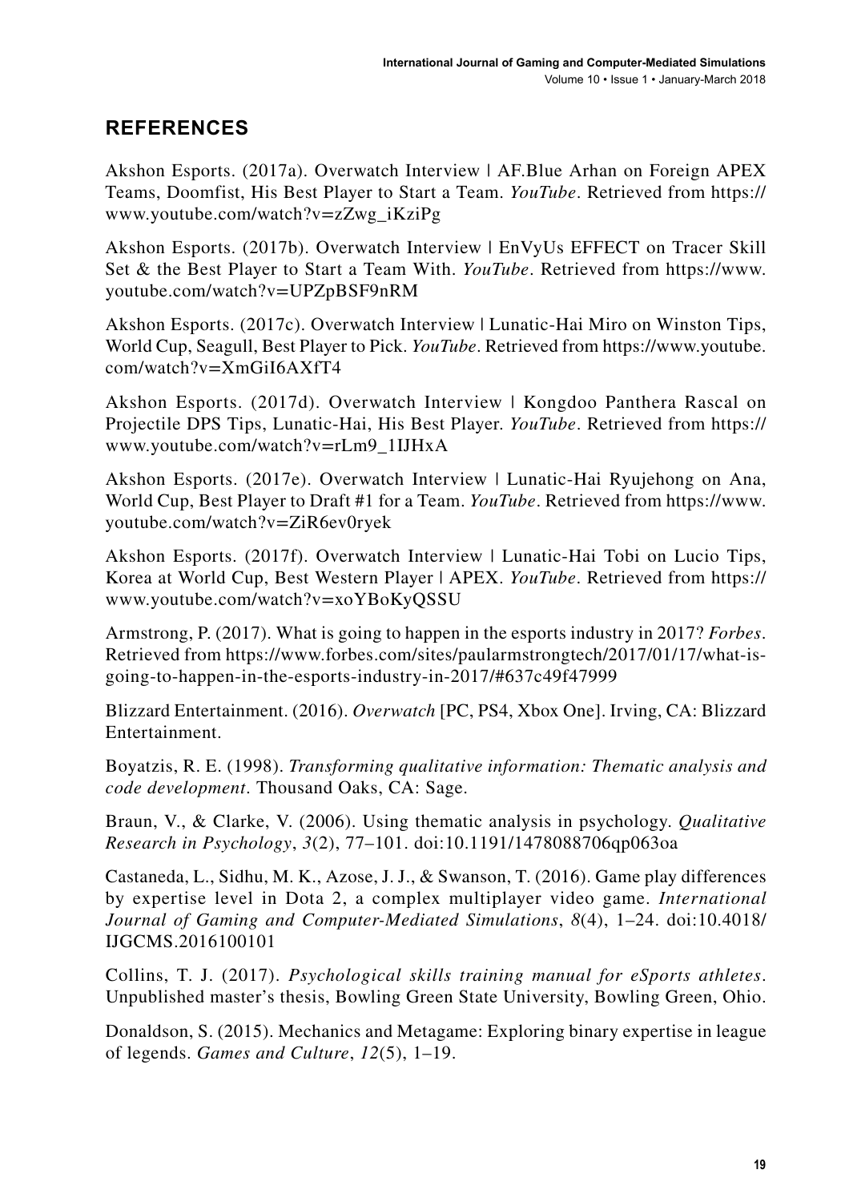## REFERENCES

Akshon Esports. (2017a). Overwatch Interview | AF.Blue Arhan on Foreign APEX Teams, Doomfist, His Best Player to Start a Team. *YouTube*. Retrieved from https://www.youtube.com/watch?v=zZwg_iKziPg

Akshon Esports. (2017b). Overwatch Interview | EnVyUs EFFECT on Tracer Skill Set & the Best Player to Start a Team With. *YouTube*. Retrieved from https://www.youtube.com/watch?v=UPZpBSF9nRM

Akshon Esports. (2017c). Overwatch Interview | Lunatic-Hai Miro on Winston Tips, World Cup, Seagull, Best Player to Pick. *YouTube*. Retrieved from https://www.youtube.com/watch?v=XmGiI6AXfT4

Akshon Esports. (2017d). Overwatch Interview | Kongdoo Panthera Rascal on Projectile DPS Tips, Lunatic-Hai, His Best Player. *YouTube*. Retrieved from https://www.youtube.com/watch?v=rLm9_1IJHxA

Akshon Esports. (2017e). Overwatch Interview | Lunatic-Hai Ryujehong on Ana, World Cup, Best Player to Draft #1 for a Team. *YouTube*. Retrieved from https://www.youtube.com/watch?v=ZiR6ev0ryek

Akshon Esports. (2017f). Overwatch Interview | Lunatic-Hai Tobi on Lucio Tips, Korea at World Cup, Best Western Player | APEX. *YouTube*. Retrieved from https://www.youtube.com/watch?v=xoYBoKyQSSU

Armstrong, P. (2017). What is going to happen in the esports industry in 2017? *Forbes*. Retrieved from https://www.forbes.com/sites/paularmstrongtech/2017/01/17/what-is-going-to-happen-in-the-esports-industry-in-2017/#637c49f47999

Blizzard Entertainment. (2016). *Overwatch* [PC, PS4, Xbox One]. Irving, CA: Blizzard Entertainment.

Boyatzis, R. E. (1998). *Transforming qualitative information: Thematic analysis and code development*. Thousand Oaks, CA: Sage.

Braun, V., & Clarke, V. (2006). Using thematic analysis in psychology. *Qualitative Research in Psychology*, *3*(2), 77–101. doi:10.1191/1478088706qp063oa

Castaneda, L., Sidhu, M. K., Azose, J. J., & Swanson, T. (2016). Game play differences by expertise level in Dota 2, a complex multiplayer video game. *International Journal of Gaming and Computer-Mediated Simulations*, *8*(4), 1–24. doi:10.4018/IJGCMS.2016100101

Collins, T. J. (2017). *Psychological skills training manual for eSports athletes*. Unpublished master's thesis, Bowling Green State University, Bowling Green, Ohio.

Donaldson, S. (2015). Mechanics and Metagame: Exploring binary expertise in league of legends. *Games and Culture*, *12*(5), 1–19.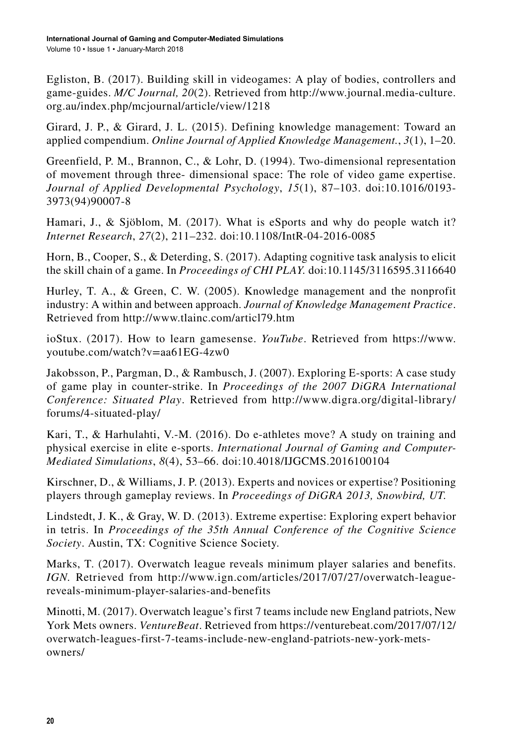Egliston, B. (2017). Building skill in videogames: A play of bodies, controllers and game-guides. *M/C Journal, 20*(2). Retrieved from http://www.journal.media-culture.org.au/index.php/mcjournal/article/view/1218

Girard, J. P., & Girard, J. L. (2015). Defining knowledge management: Toward an applied compendium. *Online Journal of Applied Knowledge Management.*, *3*(1), 1–20.

Greenfield, P. M., Brannon, C., & Lohr, D. (1994). Two-dimensional representation of movement through three- dimensional space: The role of video game expertise. *Journal of Applied Developmental Psychology*, *15*(1), 87–103. doi:10.1016/0193-3973(94)90007-8

Hamari, J., & Sjöblom, M. (2017). What is eSports and why do people watch it? *Internet Research*, *27*(2), 211–232. doi:10.1108/IntR-04-2016-0085

Horn, B., Cooper, S., & Deterding, S. (2017). Adapting cognitive task analysis to elicit the skill chain of a game. In *Proceedings of CHI PLAY.* doi:10.1145/3116595.3116640

Hurley, T. A., & Green, C. W. (2005). Knowledge management and the nonprofit industry: A within and between approach. *Journal of Knowledge Management Practice*. Retrieved from http://www.tlainc.com/articl79.htm

ioStux. (2017). How to learn gamesense. *YouTube*. Retrieved from https://www.youtube.com/watch?v=aa61EG-4zw0

Jakobsson, P., Pargman, D., & Rambusch, J. (2007). Exploring E-sports: A case study of game play in counter-strike. In *Proceedings of the 2007 DiGRA International Conference: Situated Play*. Retrieved from http://www.digra.org/digital-library/forums/4-situated-play/

Kari, T., & Harhulahti, V.-M. (2016). Do e-athletes move? A study on training and physical exercise in elite e-sports. *International Journal of Gaming and Computer-Mediated Simulations*, *8*(4), 53–66. doi:10.4018/IJGCMS.2016100104

Kirschner, D., & Williams, J. P. (2013). Experts and novices or expertise? Positioning players through gameplay reviews. In *Proceedings of DiGRA 2013, Snowbird, UT.*

Lindstedt, J. K., & Gray, W. D. (2013). Extreme expertise: Exploring expert behavior in tetris. In *Proceedings of the 35th Annual Conference of the Cognitive Science Society*. Austin, TX: Cognitive Science Society.

Marks, T. (2017). Overwatch league reveals minimum player salaries and benefits. *IGN.* Retrieved from http://www.ign.com/articles/2017/07/27/overwatch-league-reveals-minimum-player-salaries-and-benefits

Minotti, M. (2017). Overwatch league's first 7 teams include new England patriots, New York Mets owners. *VentureBeat*. Retrieved from https://venturebeat.com/2017/07/12/overwatch-leagues-first-7-teams-include-new-england-patriots-new-york-mets-owners/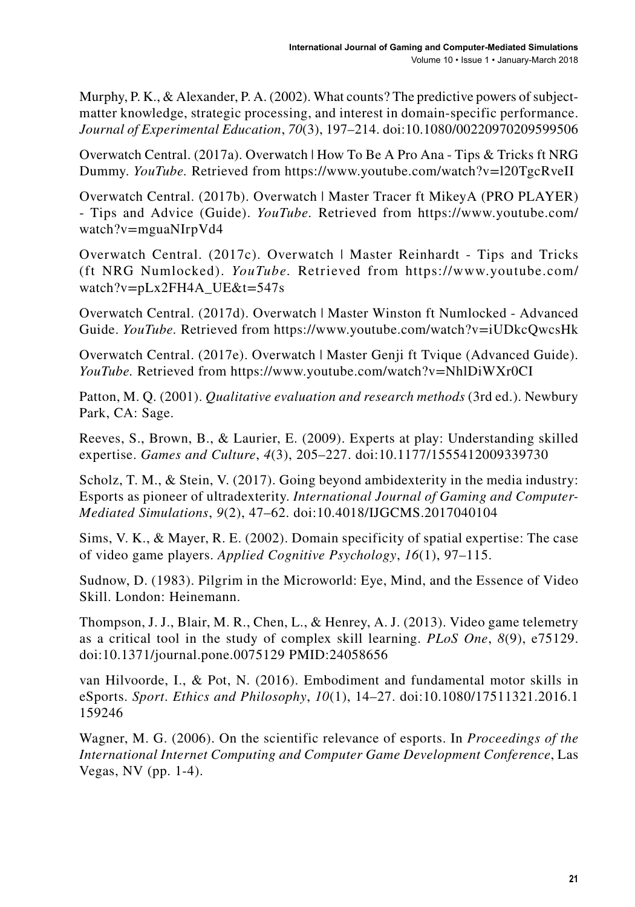Murphy, P. K., & Alexander, P. A. (2002). What counts? The predictive powers of subject-matter knowledge, strategic processing, and interest in domain-specific performance. *Journal of Experimental Education*, *70*(3), 197–214. doi:10.1080/00220970209599506

Overwatch Central. (2017a). Overwatch | How To Be A Pro Ana - Tips & Tricks ft NRG Dummy. *YouTube.* Retrieved from https://www.youtube.com/watch?v=l20TgcRveII

Overwatch Central. (2017b). Overwatch | Master Tracer ft MikeyA (PRO PLAYER) - Tips and Advice (Guide). *YouTube*. Retrieved from https://www.youtube.com/watch?v=mguaNIrpVd4

Overwatch Central. (2017c). Overwatch | Master Reinhardt - Tips and Tricks (ft NRG Numlocked). *YouTube*. Retrieved from https://www.youtube.com/watch?v=pLx2FH4A_UE&t=547s

Overwatch Central. (2017d). Overwatch | Master Winston ft Numlocked - Advanced Guide. *YouTube*. Retrieved from https://www.youtube.com/watch?v=iUDkcQwcsHk

Overwatch Central. (2017e). Overwatch | Master Genji ft Tvique (Advanced Guide). *YouTube.* Retrieved from https://www.youtube.com/watch?v=NhlDiWXr0CI

Patton, M. Q. (2001). *Qualitative evaluation and research methods* (3rd ed.). Newbury Park, CA: Sage.

Reeves, S., Brown, B., & Laurier, E. (2009). Experts at play: Understanding skilled expertise. *Games and Culture*, *4*(3), 205–227. doi:10.1177/1555412009339730

Scholz, T. M., & Stein, V. (2017). Going beyond ambidexterity in the media industry: Esports as pioneer of ultradexterity. *International Journal of Gaming and Computer-Mediated Simulations*, *9*(2), 47–62. doi:10.4018/IJGCMS.2017040104

Sims, V. K., & Mayer, R. E. (2002). Domain specificity of spatial expertise: The case of video game players. *Applied Cognitive Psychology*, *16*(1), 97–115.

Sudnow, D. (1983). Pilgrim in the Microworld: Eye, Mind, and the Essence of Video Skill. London: Heinemann.

Thompson, J. J., Blair, M. R., Chen, L., & Henrey, A. J. (2013). Video game telemetry as a critical tool in the study of complex skill learning. *PLoS One*, *8*(9), e75129. doi:10.1371/journal.pone.0075129 PMID:24058656

van Hilvoorde, I., & Pot, N. (2016). Embodiment and fundamental motor skills in eSports. *Sport. Ethics and Philosophy*, *10*(1), 14–27. doi:10.1080/17511321.2016.1159246

Wagner, M. G. (2006). On the scientific relevance of esports. In *Proceedings of the International Internet Computing and Computer Game Development Conference*, Las Vegas, NV (pp. 1-4).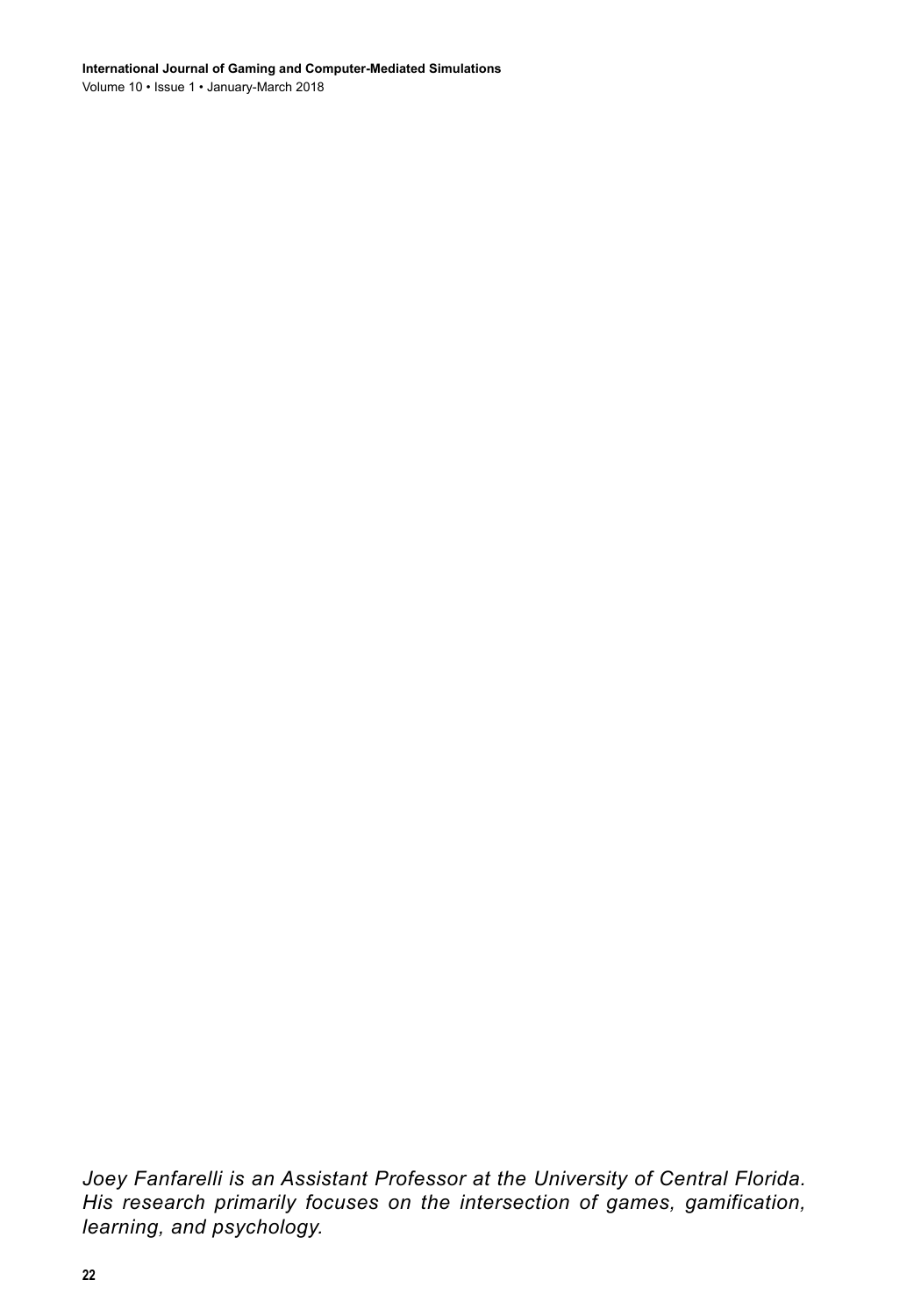*Joey Fanfarelli is an Assistant Professor at the University of Central Florida. His research primarily focuses on the intersection of games, gamification, learning, and psychology.*